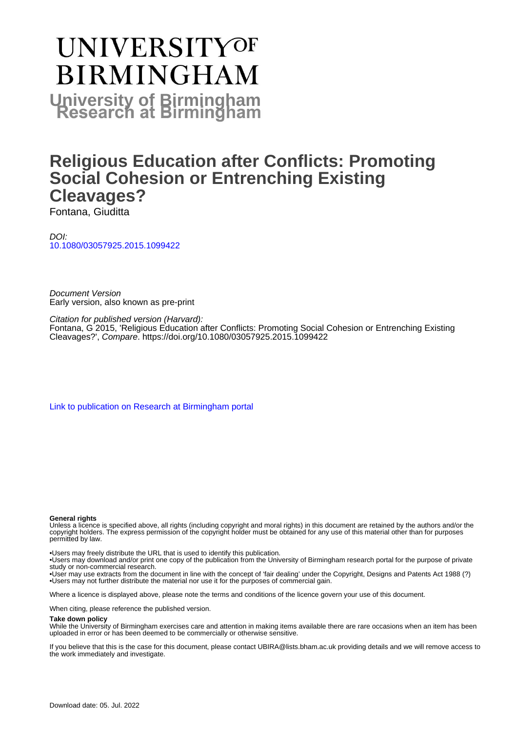# UNIVERSITY OF BIRMINGHAM

**University of Birmingham Research at Birmingham**

# Religious Education after Conflicts: Promoting Social Cohesion or Entrenching Existing Cleavages?

Fontana, Giuditta

*DOI:*
[10.1080/03057925.2015.1099422](https://doi.org/10.1080/03057925.2015.1099422)

*Document Version*
Early version, also known as pre-print

*Citation for published version (Harvard):*
Fontana, G 2015, 'Religious Education after Conflicts: Promoting Social Cohesion or Entrenching Existing Cleavages?', *Compare*. https://doi.org/10.1080/03057925.2015.1099422

Link to publication on Research at Birmingham portal

**General rights**

Unless a licence is specified above, all rights (including copyright and moral rights) in this document are retained by the authors and/or the copyright holders. The express permission of the copyright holder must be obtained for any use of this material other than for purposes permitted by law.

•Users may freely distribute the URL that is used to identify this publication.
•Users may download and/or print one copy of the publication from the University of Birmingham research portal for the purpose of private study or non-commercial research.
•User may use extracts from the document in line with the concept of 'fair dealing' under the Copyright, Designs and Patents Act 1988 (?)
•Users may not further distribute the material nor use it for the purposes of commercial gain.

Where a licence is displayed above, please note the terms and conditions of the licence govern your use of this document.

When citing, please reference the published version.

**Take down policy**

While the University of Birmingham exercises care and attention in making items available there are rare occasions when an item has been uploaded in error or has been deemed to be commercially or otherwise sensitive.

If you believe that this is the case for this document, please contact UBIRA@lists.bham.ac.uk providing details and we will remove access to the work immediately and investigate.

Download date: 05. Jul. 2022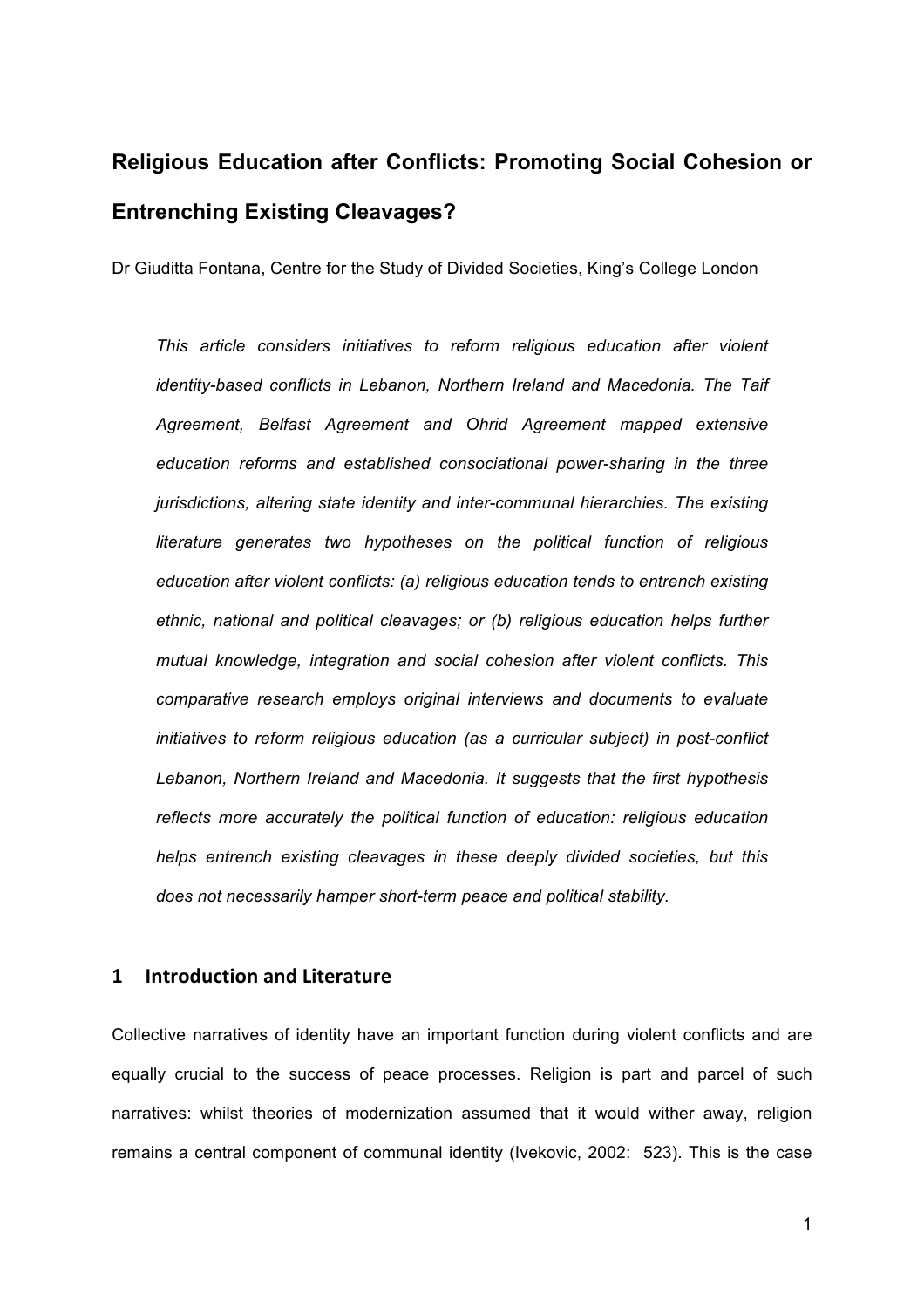# Religious Education after Conflicts: Promoting Social Cohesion or Entrenching Existing Cleavages?

Dr Giuditta Fontana, Centre for the Study of Divided Societies, King's College London

*This article considers initiatives to reform religious education after violent identity-based conflicts in Lebanon, Northern Ireland and Macedonia. The Taif Agreement, Belfast Agreement and Ohrid Agreement mapped extensive education reforms and established consociational power-sharing in the three jurisdictions, altering state identity and inter-communal hierarchies. The existing literature generates two hypotheses on the political function of religious education after violent conflicts: (a) religious education tends to entrench existing ethnic, national and political cleavages; or (b) religious education helps further mutual knowledge, integration and social cohesion after violent conflicts. This comparative research employs original interviews and documents to evaluate initiatives to reform religious education (as a curricular subject) in post-conflict Lebanon, Northern Ireland and Macedonia. It suggests that the first hypothesis reflects more accurately the political function of education: religious education helps entrench existing cleavages in these deeply divided societies, but this does not necessarily hamper short-term peace and political stability.*

## 1 Introduction and Literature

Collective narratives of identity have an important function during violent conflicts and are equally crucial to the success of peace processes. Religion is part and parcel of such narratives: whilst theories of modernization assumed that it would wither away, religion remains a central component of communal identity (Ivekovic, 2002: 523). This is the case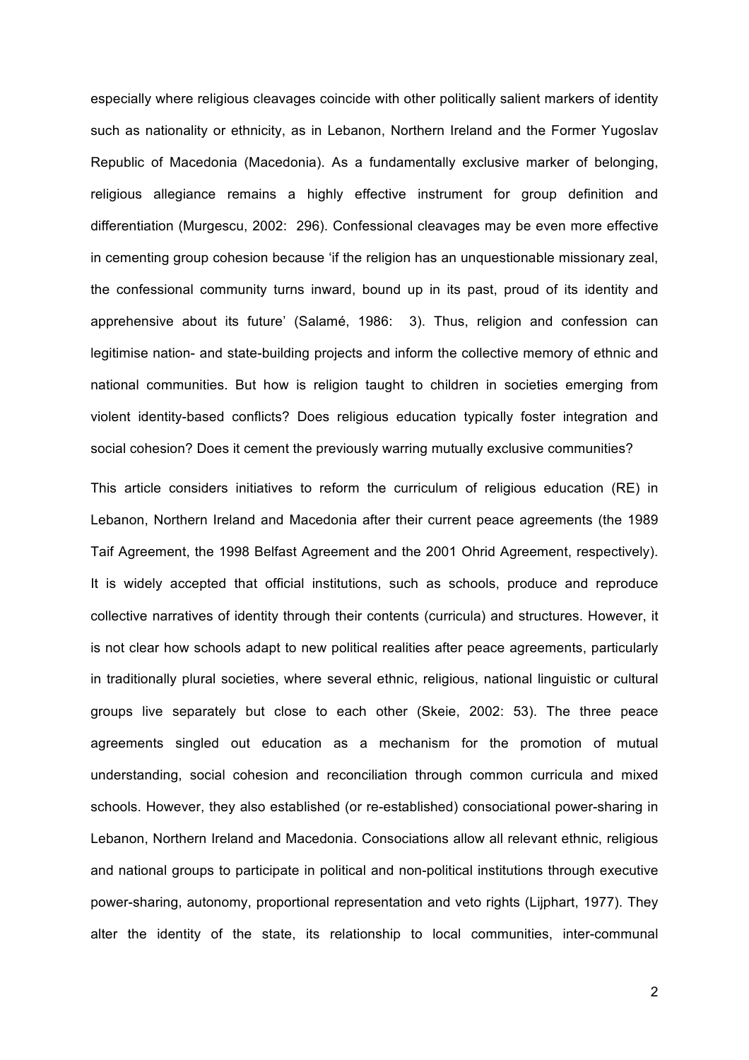especially where religious cleavages coincide with other politically salient markers of identity such as nationality or ethnicity, as in Lebanon, Northern Ireland and the Former Yugoslav Republic of Macedonia (Macedonia). As a fundamentally exclusive marker of belonging, religious allegiance remains a highly effective instrument for group definition and differentiation (Murgescu, 2002: 296). Confessional cleavages may be even more effective in cementing group cohesion because 'if the religion has an unquestionable missionary zeal, the confessional community turns inward, bound up in its past, proud of its identity and apprehensive about its future' (Salamé, 1986: 3). Thus, religion and confession can legitimise nation- and state-building projects and inform the collective memory of ethnic and national communities. But how is religion taught to children in societies emerging from violent identity-based conflicts? Does religious education typically foster integration and social cohesion? Does it cement the previously warring mutually exclusive communities?

This article considers initiatives to reform the curriculum of religious education (RE) in Lebanon, Northern Ireland and Macedonia after their current peace agreements (the 1989 Taif Agreement, the 1998 Belfast Agreement and the 2001 Ohrid Agreement, respectively). It is widely accepted that official institutions, such as schools, produce and reproduce collective narratives of identity through their contents (curricula) and structures. However, it is not clear how schools adapt to new political realities after peace agreements, particularly in traditionally plural societies, where several ethnic, religious, national linguistic or cultural groups live separately but close to each other (Skeie, 2002: 53). The three peace agreements singled out education as a mechanism for the promotion of mutual understanding, social cohesion and reconciliation through common curricula and mixed schools. However, they also established (or re-established) consociational power-sharing in Lebanon, Northern Ireland and Macedonia. Consociations allow all relevant ethnic, religious and national groups to participate in political and non-political institutions through executive power-sharing, autonomy, proportional representation and veto rights (Lijphart, 1977). They alter the identity of the state, its relationship to local communities, inter-communal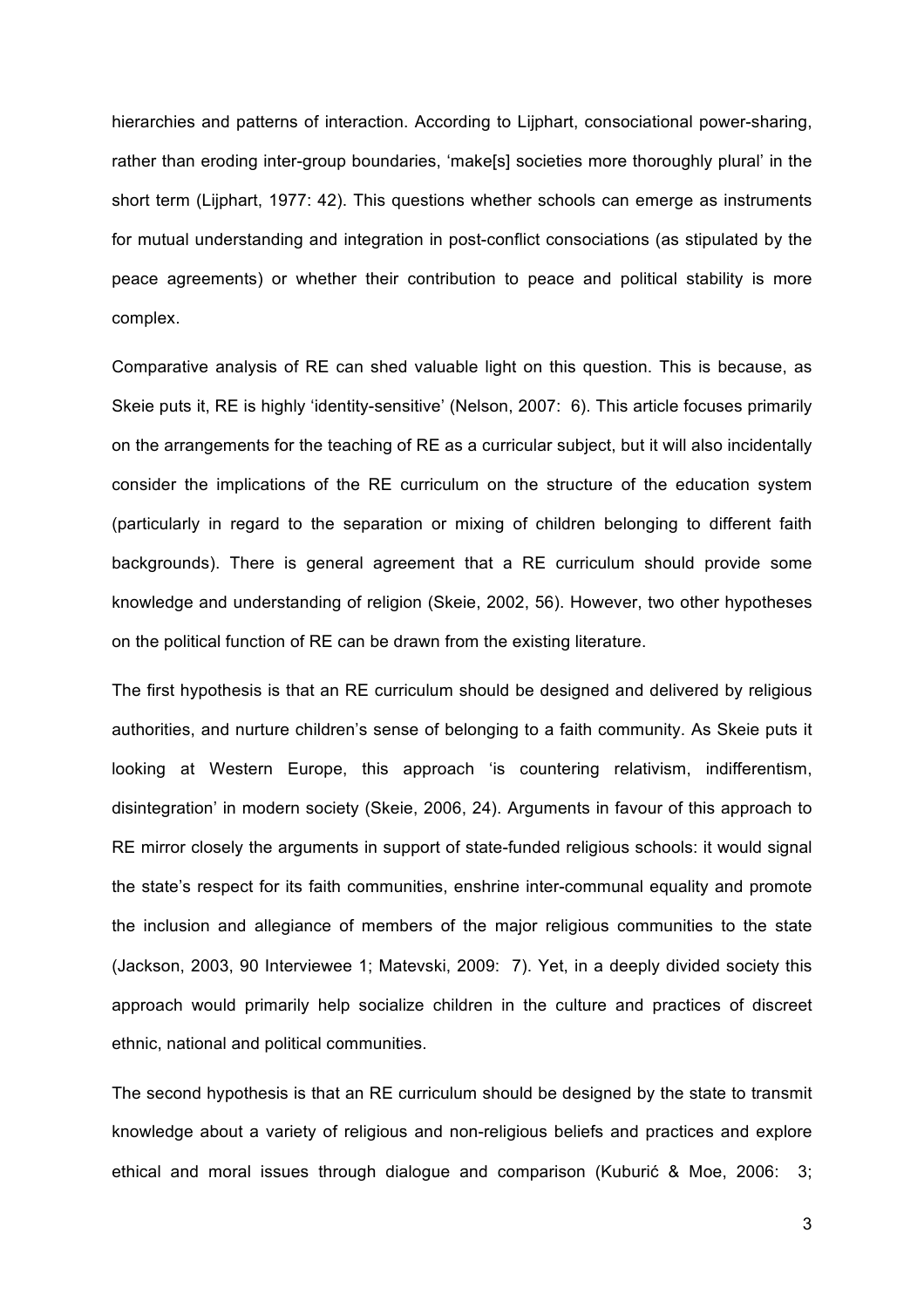hierarchies and patterns of interaction. According to Lijphart, consociational power-sharing, rather than eroding inter-group boundaries, 'make[s] societies more thoroughly plural' in the short term (Lijphart, 1977: 42). This questions whether schools can emerge as instruments for mutual understanding and integration in post-conflict consociations (as stipulated by the peace agreements) or whether their contribution to peace and political stability is more complex.

Comparative analysis of RE can shed valuable light on this question. This is because, as Skeie puts it, RE is highly 'identity-sensitive' (Nelson, 2007: 6). This article focuses primarily on the arrangements for the teaching of RE as a curricular subject, but it will also incidentally consider the implications of the RE curriculum on the structure of the education system (particularly in regard to the separation or mixing of children belonging to different faith backgrounds). There is general agreement that a RE curriculum should provide some knowledge and understanding of religion (Skeie, 2002, 56). However, two other hypotheses on the political function of RE can be drawn from the existing literature.

The first hypothesis is that an RE curriculum should be designed and delivered by religious authorities, and nurture children's sense of belonging to a faith community. As Skeie puts it looking at Western Europe, this approach 'is countering relativism, indifferentism, disintegration' in modern society (Skeie, 2006, 24). Arguments in favour of this approach to RE mirror closely the arguments in support of state-funded religious schools: it would signal the state's respect for its faith communities, enshrine inter-communal equality and promote the inclusion and allegiance of members of the major religious communities to the state (Jackson, 2003, 90 Interviewee 1; Matevski, 2009: 7). Yet, in a deeply divided society this approach would primarily help socialize children in the culture and practices of discreet ethnic, national and political communities.

The second hypothesis is that an RE curriculum should be designed by the state to transmit knowledge about a variety of religious and non-religious beliefs and practices and explore ethical and moral issues through dialogue and comparison (Kuburić & Moe, 2006: 3;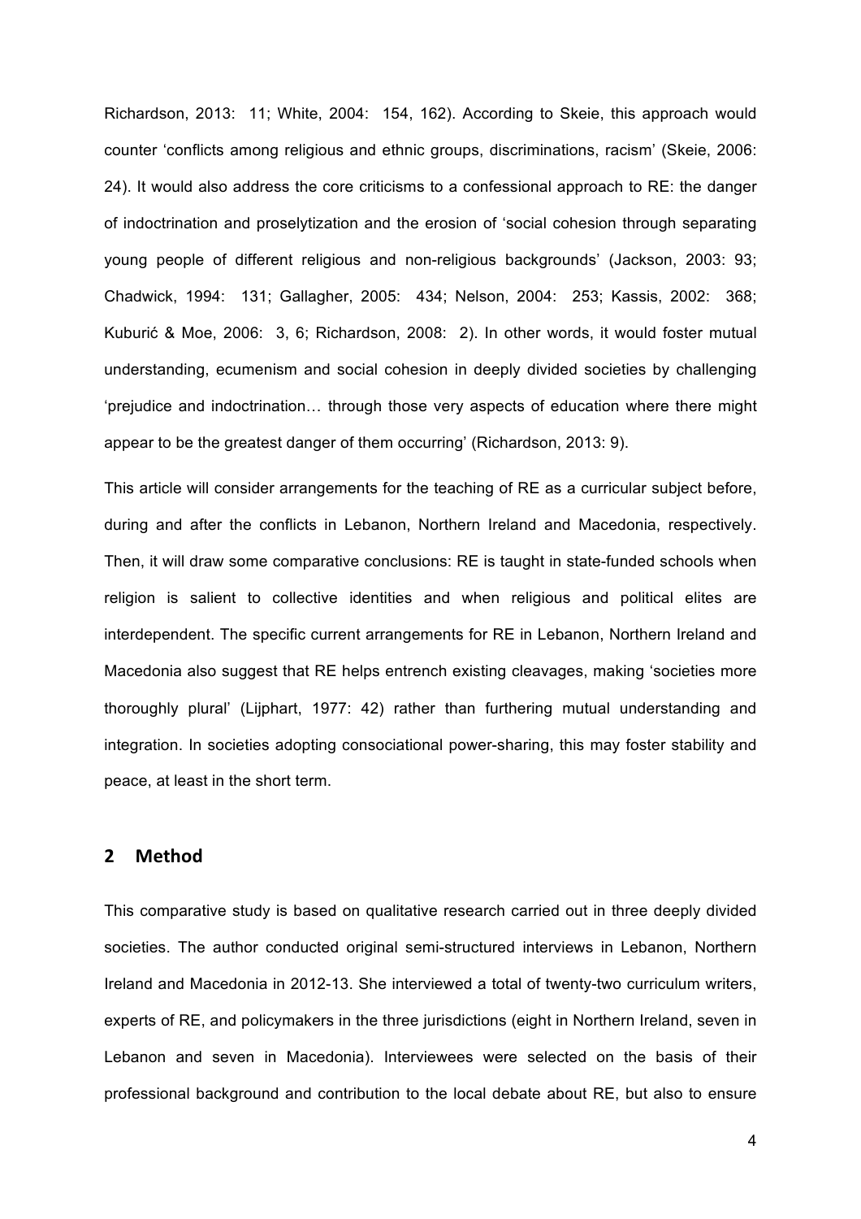Richardson, 2013: 11; White, 2004: 154, 162). According to Skeie, this approach would counter 'conflicts among religious and ethnic groups, discriminations, racism' (Skeie, 2006: 24). It would also address the core criticisms to a confessional approach to RE: the danger of indoctrination and proselytization and the erosion of 'social cohesion through separating young people of different religious and non-religious backgrounds' (Jackson, 2003: 93; Chadwick, 1994: 131; Gallagher, 2005: 434; Nelson, 2004: 253; Kassis, 2002: 368; Kuburić & Moe, 2006: 3, 6; Richardson, 2008: 2). In other words, it would foster mutual understanding, ecumenism and social cohesion in deeply divided societies by challenging 'prejudice and indoctrination… through those very aspects of education where there might appear to be the greatest danger of them occurring' (Richardson, 2013: 9).

This article will consider arrangements for the teaching of RE as a curricular subject before, during and after the conflicts in Lebanon, Northern Ireland and Macedonia, respectively. Then, it will draw some comparative conclusions: RE is taught in state-funded schools when religion is salient to collective identities and when religious and political elites are interdependent. The specific current arrangements for RE in Lebanon, Northern Ireland and Macedonia also suggest that RE helps entrench existing cleavages, making 'societies more thoroughly plural' (Lijphart, 1977: 42) rather than furthering mutual understanding and integration. In societies adopting consociational power-sharing, this may foster stability and peace, at least in the short term.

## 2 Method

This comparative study is based on qualitative research carried out in three deeply divided societies. The author conducted original semi-structured interviews in Lebanon, Northern Ireland and Macedonia in 2012-13. She interviewed a total of twenty-two curriculum writers, experts of RE, and policymakers in the three jurisdictions (eight in Northern Ireland, seven in Lebanon and seven in Macedonia). Interviewees were selected on the basis of their professional background and contribution to the local debate about RE, but also to ensure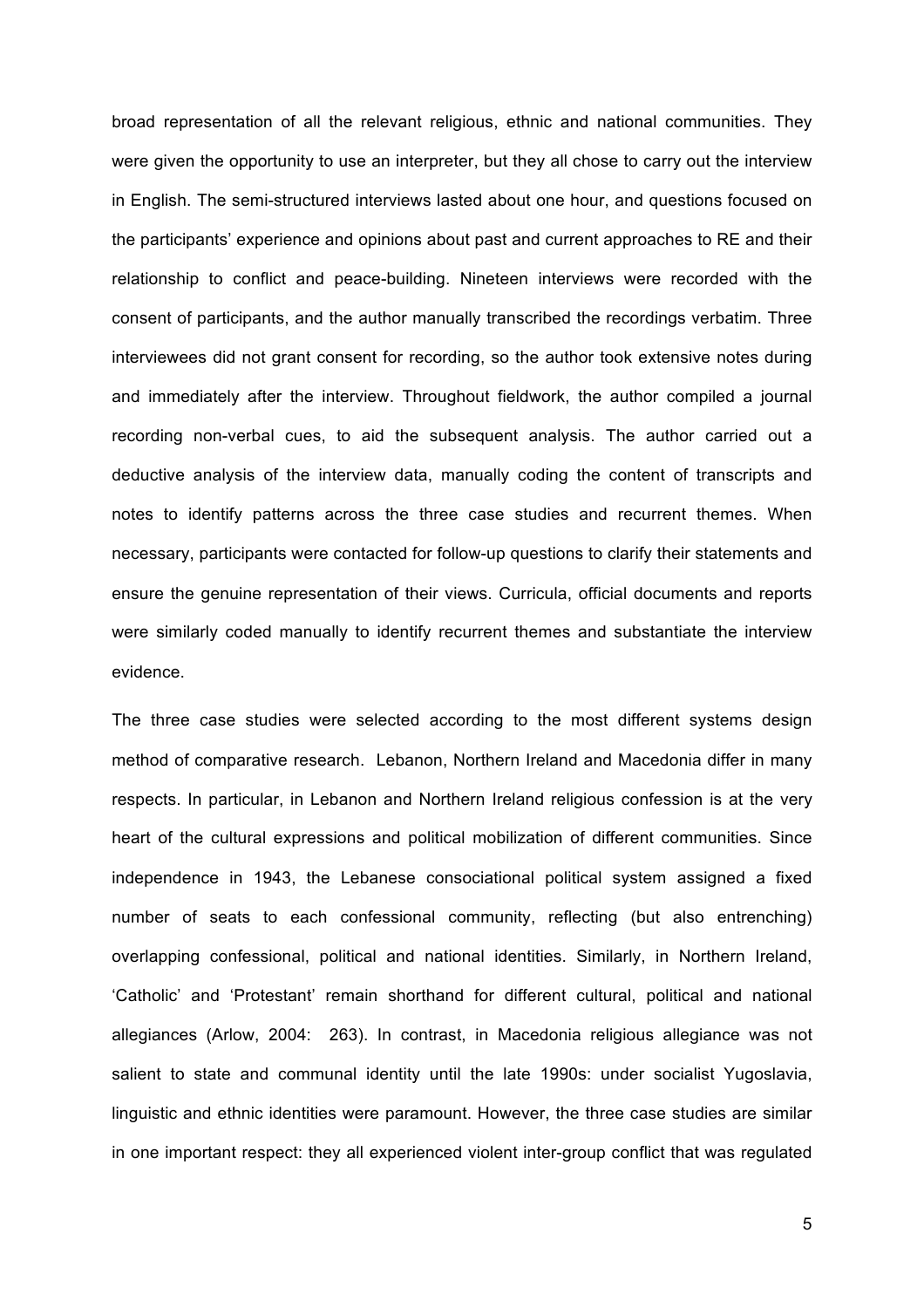broad representation of all the relevant religious, ethnic and national communities. They were given the opportunity to use an interpreter, but they all chose to carry out the interview in English. The semi-structured interviews lasted about one hour, and questions focused on the participants' experience and opinions about past and current approaches to RE and their relationship to conflict and peace-building. Nineteen interviews were recorded with the consent of participants, and the author manually transcribed the recordings verbatim. Three interviewees did not grant consent for recording, so the author took extensive notes during and immediately after the interview. Throughout fieldwork, the author compiled a journal recording non-verbal cues, to aid the subsequent analysis. The author carried out a deductive analysis of the interview data, manually coding the content of transcripts and notes to identify patterns across the three case studies and recurrent themes. When necessary, participants were contacted for follow-up questions to clarify their statements and ensure the genuine representation of their views. Curricula, official documents and reports were similarly coded manually to identify recurrent themes and substantiate the interview evidence.

The three case studies were selected according to the most different systems design method of comparative research. Lebanon, Northern Ireland and Macedonia differ in many respects. In particular, in Lebanon and Northern Ireland religious confession is at the very heart of the cultural expressions and political mobilization of different communities. Since independence in 1943, the Lebanese consociational political system assigned a fixed number of seats to each confessional community, reflecting (but also entrenching) overlapping confessional, political and national identities. Similarly, in Northern Ireland, 'Catholic' and 'Protestant' remain shorthand for different cultural, political and national allegiances (Arlow, 2004: 263). In contrast, in Macedonia religious allegiance was not salient to state and communal identity until the late 1990s: under socialist Yugoslavia, linguistic and ethnic identities were paramount. However, the three case studies are similar in one important respect: they all experienced violent inter-group conflict that was regulated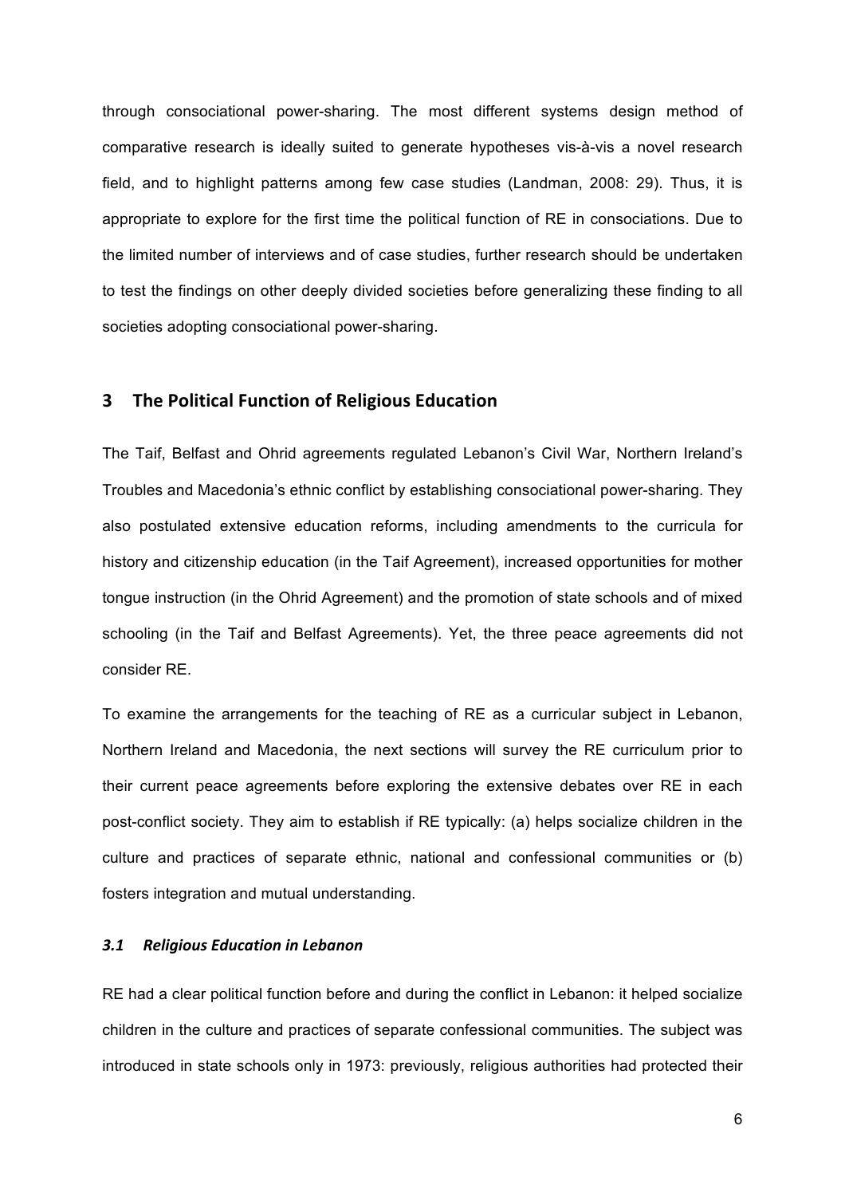through consociational power-sharing. The most different systems design method of comparative research is ideally suited to generate hypotheses vis-à-vis a novel research field, and to highlight patterns among few case studies (Landman, 2008: 29). Thus, it is appropriate to explore for the first time the political function of RE in consociations. Due to the limited number of interviews and of case studies, further research should be undertaken to test the findings on other deeply divided societies before generalizing these finding to all societies adopting consociational power-sharing.

## 3 The Political Function of Religious Education

The Taif, Belfast and Ohrid agreements regulated Lebanon's Civil War, Northern Ireland's Troubles and Macedonia's ethnic conflict by establishing consociational power-sharing. They also postulated extensive education reforms, including amendments to the curricula for history and citizenship education (in the Taif Agreement), increased opportunities for mother tongue instruction (in the Ohrid Agreement) and the promotion of state schools and of mixed schooling (in the Taif and Belfast Agreements). Yet, the three peace agreements did not consider RE.

To examine the arrangements for the teaching of RE as a curricular subject in Lebanon, Northern Ireland and Macedonia, the next sections will survey the RE curriculum prior to their current peace agreements before exploring the extensive debates over RE in each post-conflict society. They aim to establish if RE typically: (a) helps socialize children in the culture and practices of separate ethnic, national and confessional communities or (b) fosters integration and mutual understanding.

### *3.1 Religious Education in Lebanon*

RE had a clear political function before and during the conflict in Lebanon: it helped socialize children in the culture and practices of separate confessional communities. The subject was introduced in state schools only in 1973: previously, religious authorities had protected their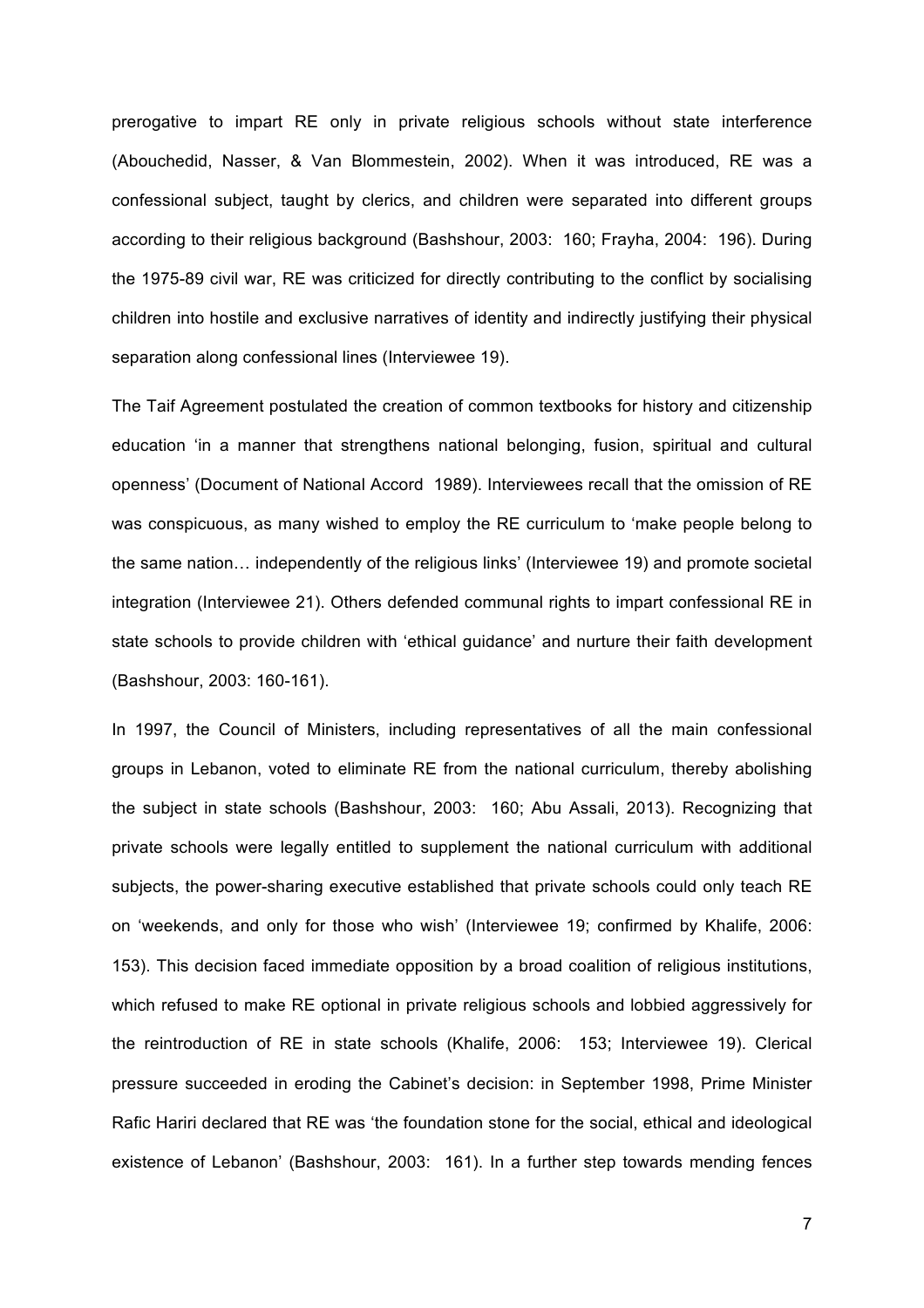prerogative to impart RE only in private religious schools without state interference (Abouchedid, Nasser, & Van Blommestein, 2002). When it was introduced, RE was a confessional subject, taught by clerics, and children were separated into different groups according to their religious background (Bashshour, 2003: 160; Frayha, 2004: 196). During the 1975-89 civil war, RE was criticized for directly contributing to the conflict by socialising children into hostile and exclusive narratives of identity and indirectly justifying their physical separation along confessional lines (Interviewee 19).

The Taif Agreement postulated the creation of common textbooks for history and citizenship education 'in a manner that strengthens national belonging, fusion, spiritual and cultural openness' (Document of National Accord 1989). Interviewees recall that the omission of RE was conspicuous, as many wished to employ the RE curriculum to 'make people belong to the same nation… independently of the religious links' (Interviewee 19) and promote societal integration (Interviewee 21). Others defended communal rights to impart confessional RE in state schools to provide children with 'ethical guidance' and nurture their faith development (Bashshour, 2003: 160-161).

In 1997, the Council of Ministers, including representatives of all the main confessional groups in Lebanon, voted to eliminate RE from the national curriculum, thereby abolishing the subject in state schools (Bashshour, 2003: 160; Abu Assali, 2013). Recognizing that private schools were legally entitled to supplement the national curriculum with additional subjects, the power-sharing executive established that private schools could only teach RE on 'weekends, and only for those who wish' (Interviewee 19; confirmed by Khalife, 2006: 153). This decision faced immediate opposition by a broad coalition of religious institutions, which refused to make RE optional in private religious schools and lobbied aggressively for the reintroduction of RE in state schools (Khalife, 2006: 153; Interviewee 19). Clerical pressure succeeded in eroding the Cabinet's decision: in September 1998, Prime Minister Rafic Hariri declared that RE was 'the foundation stone for the social, ethical and ideological existence of Lebanon' (Bashshour, 2003: 161). In a further step towards mending fences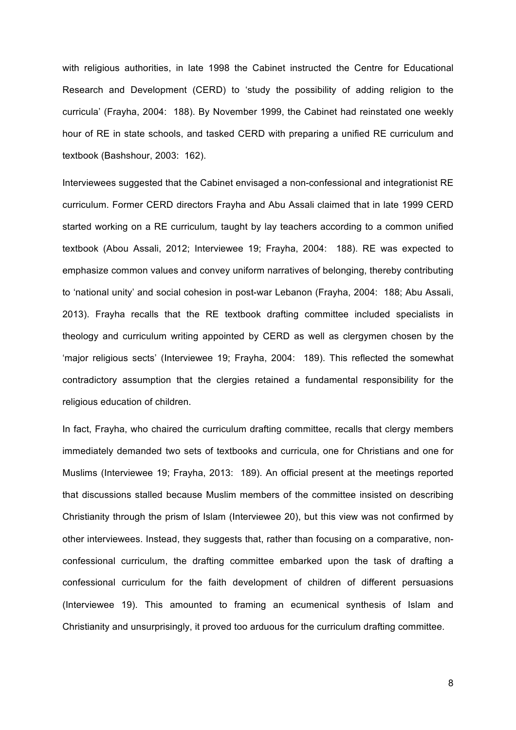with religious authorities, in late 1998 the Cabinet instructed the Centre for Educational Research and Development (CERD) to 'study the possibility of adding religion to the curricula' (Frayha, 2004: 188). By November 1999, the Cabinet had reinstated one weekly hour of RE in state schools, and tasked CERD with preparing a unified RE curriculum and textbook (Bashshour, 2003: 162).

Interviewees suggested that the Cabinet envisaged a non-confessional and integrationist RE curriculum. Former CERD directors Frayha and Abu Assali claimed that in late 1999 CERD started working on a RE curriculum*,* taught by lay teachers according to a common unified textbook (Abou Assali, 2012; Interviewee 19; Frayha, 2004: 188). RE was expected to emphasize common values and convey uniform narratives of belonging, thereby contributing to 'national unity' and social cohesion in post-war Lebanon (Frayha, 2004: 188; Abu Assali, 2013). Frayha recalls that the RE textbook drafting committee included specialists in theology and curriculum writing appointed by CERD as well as clergymen chosen by the 'major religious sects' (Interviewee 19; Frayha, 2004: 189). This reflected the somewhat contradictory assumption that the clergies retained a fundamental responsibility for the religious education of children.

In fact, Frayha, who chaired the curriculum drafting committee, recalls that clergy members immediately demanded two sets of textbooks and curricula, one for Christians and one for Muslims (Interviewee 19; Frayha, 2013: 189). An official present at the meetings reported that discussions stalled because Muslim members of the committee insisted on describing Christianity through the prism of Islam (Interviewee 20), but this view was not confirmed by other interviewees. Instead, they suggests that, rather than focusing on a comparative, non-confessional curriculum, the drafting committee embarked upon the task of drafting a confessional curriculum for the faith development of children of different persuasions (Interviewee 19). This amounted to framing an ecumenical synthesis of Islam and Christianity and unsurprisingly, it proved too arduous for the curriculum drafting committee.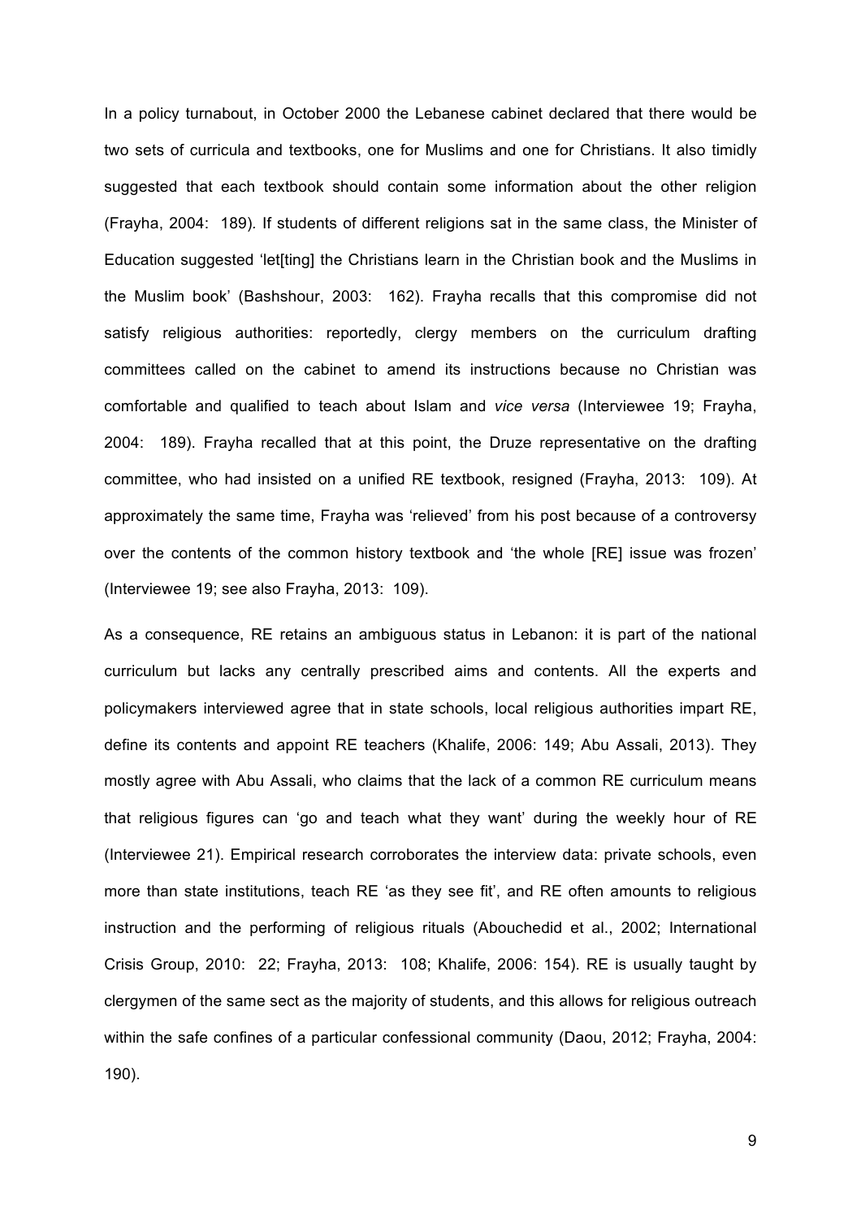In a policy turnabout, in October 2000 the Lebanese cabinet declared that there would be two sets of curricula and textbooks, one for Muslims and one for Christians. It also timidly suggested that each textbook should contain some information about the other religion (Frayha, 2004: 189). If students of different religions sat in the same class, the Minister of Education suggested 'let[ting] the Christians learn in the Christian book and the Muslims in the Muslim book' (Bashshour, 2003: 162). Frayha recalls that this compromise did not satisfy religious authorities: reportedly, clergy members on the curriculum drafting committees called on the cabinet to amend its instructions because no Christian was comfortable and qualified to teach about Islam and *vice versa* (Interviewee 19; Frayha, 2004: 189). Frayha recalled that at this point, the Druze representative on the drafting committee, who had insisted on a unified RE textbook, resigned (Frayha, 2013: 109). At approximately the same time, Frayha was 'relieved' from his post because of a controversy over the contents of the common history textbook and 'the whole [RE] issue was frozen' (Interviewee 19; see also Frayha, 2013: 109).

As a consequence, RE retains an ambiguous status in Lebanon: it is part of the national curriculum but lacks any centrally prescribed aims and contents. All the experts and policymakers interviewed agree that in state schools, local religious authorities impart RE, define its contents and appoint RE teachers (Khalife, 2006: 149; Abu Assali, 2013). They mostly agree with Abu Assali, who claims that the lack of a common RE curriculum means that religious figures can 'go and teach what they want' during the weekly hour of RE (Interviewee 21). Empirical research corroborates the interview data: private schools, even more than state institutions, teach RE 'as they see fit', and RE often amounts to religious instruction and the performing of religious rituals (Abouchedid et al., 2002; International Crisis Group, 2010: 22; Frayha, 2013: 108; Khalife, 2006: 154). RE is usually taught by clergymen of the same sect as the majority of students, and this allows for religious outreach within the safe confines of a particular confessional community (Daou, 2012; Frayha, 2004: 190).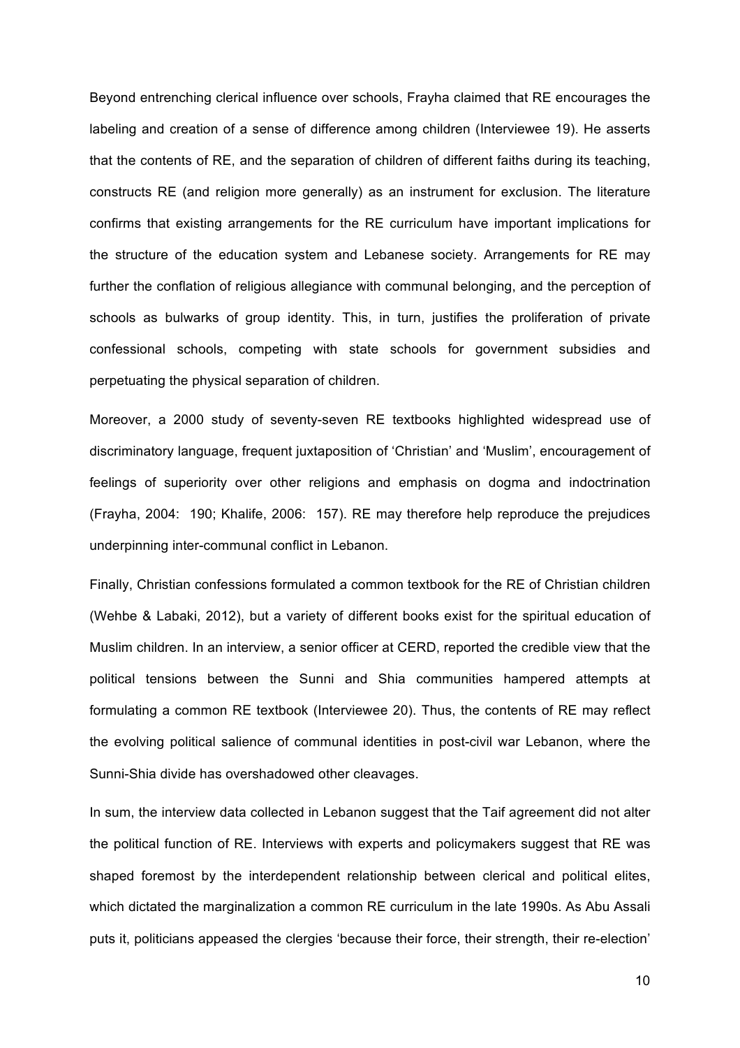Beyond entrenching clerical influence over schools, Frayha claimed that RE encourages the labeling and creation of a sense of difference among children (Interviewee 19). He asserts that the contents of RE, and the separation of children of different faiths during its teaching, constructs RE (and religion more generally) as an instrument for exclusion. The literature confirms that existing arrangements for the RE curriculum have important implications for the structure of the education system and Lebanese society. Arrangements for RE may further the conflation of religious allegiance with communal belonging, and the perception of schools as bulwarks of group identity. This, in turn, justifies the proliferation of private confessional schools, competing with state schools for government subsidies and perpetuating the physical separation of children.

Moreover, a 2000 study of seventy-seven RE textbooks highlighted widespread use of discriminatory language, frequent juxtaposition of 'Christian' and 'Muslim', encouragement of feelings of superiority over other religions and emphasis on dogma and indoctrination (Frayha, 2004: 190; Khalife, 2006: 157). RE may therefore help reproduce the prejudices underpinning inter-communal conflict in Lebanon.

Finally, Christian confessions formulated a common textbook for the RE of Christian children (Wehbe & Labaki, 2012), but a variety of different books exist for the spiritual education of Muslim children. In an interview, a senior officer at CERD, reported the credible view that the political tensions between the Sunni and Shia communities hampered attempts at formulating a common RE textbook (Interviewee 20). Thus, the contents of RE may reflect the evolving political salience of communal identities in post-civil war Lebanon, where the Sunni-Shia divide has overshadowed other cleavages.

In sum, the interview data collected in Lebanon suggest that the Taif agreement did not alter the political function of RE. Interviews with experts and policymakers suggest that RE was shaped foremost by the interdependent relationship between clerical and political elites, which dictated the marginalization a common RE curriculum in the late 1990s. As Abu Assali puts it, politicians appeased the clergies 'because their force, their strength, their re-election'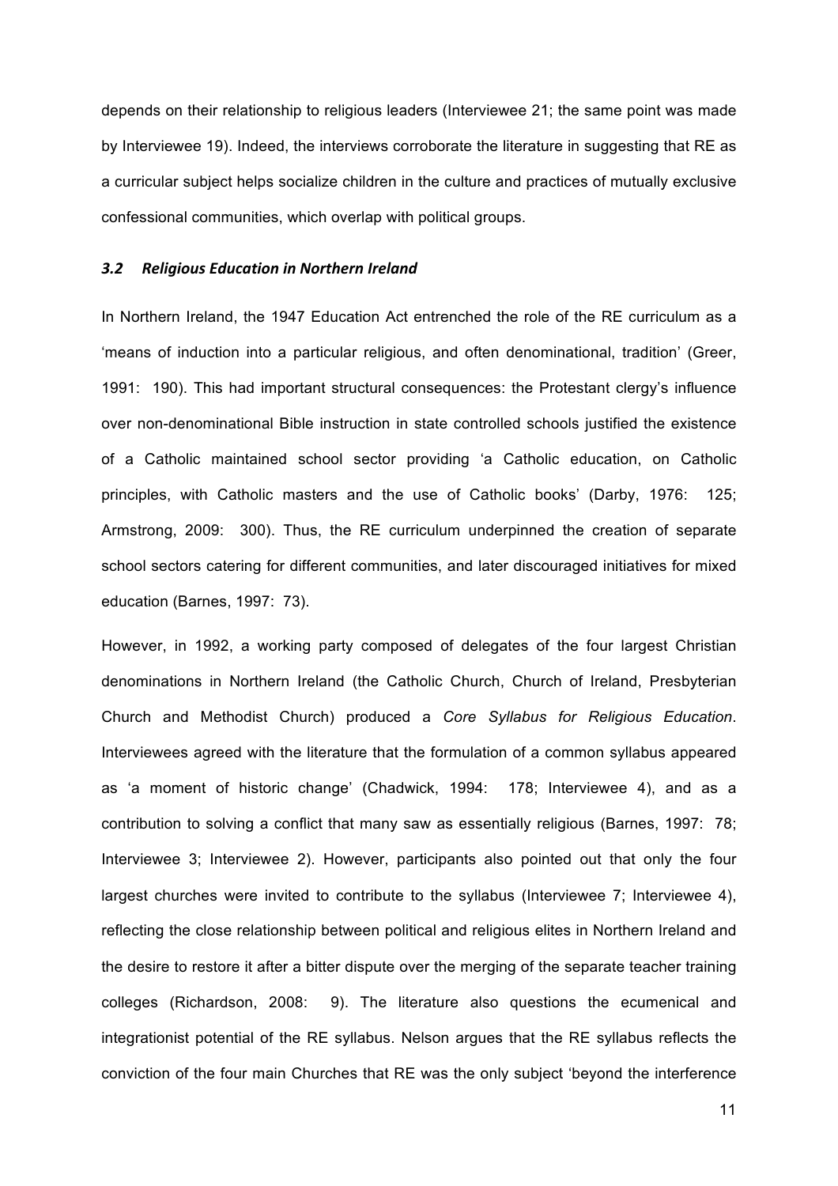depends on their relationship to religious leaders (Interviewee 21; the same point was made by Interviewee 19). Indeed, the interviews corroborate the literature in suggesting that RE as a curricular subject helps socialize children in the culture and practices of mutually exclusive confessional communities, which overlap with political groups.

### *3.2 Religious Education in Northern Ireland*

In Northern Ireland, the 1947 Education Act entrenched the role of the RE curriculum as a 'means of induction into a particular religious, and often denominational, tradition' (Greer, 1991: 190). This had important structural consequences: the Protestant clergy's influence over non-denominational Bible instruction in state controlled schools justified the existence of a Catholic maintained school sector providing 'a Catholic education, on Catholic principles, with Catholic masters and the use of Catholic books' (Darby, 1976: 125; Armstrong, 2009: 300). Thus, the RE curriculum underpinned the creation of separate school sectors catering for different communities, and later discouraged initiatives for mixed education (Barnes, 1997: 73).

However, in 1992, a working party composed of delegates of the four largest Christian denominations in Northern Ireland (the Catholic Church, Church of Ireland, Presbyterian Church and Methodist Church) produced a *Core Syllabus for Religious Education*. Interviewees agreed with the literature that the formulation of a common syllabus appeared as 'a moment of historic change' (Chadwick, 1994: 178; Interviewee 4), and as a contribution to solving a conflict that many saw as essentially religious (Barnes, 1997: 78; Interviewee 3; Interviewee 2). However, participants also pointed out that only the four largest churches were invited to contribute to the syllabus (Interviewee 7; Interviewee 4), reflecting the close relationship between political and religious elites in Northern Ireland and the desire to restore it after a bitter dispute over the merging of the separate teacher training colleges (Richardson, 2008: 9). The literature also questions the ecumenical and integrationist potential of the RE syllabus. Nelson argues that the RE syllabus reflects the conviction of the four main Churches that RE was the only subject 'beyond the interference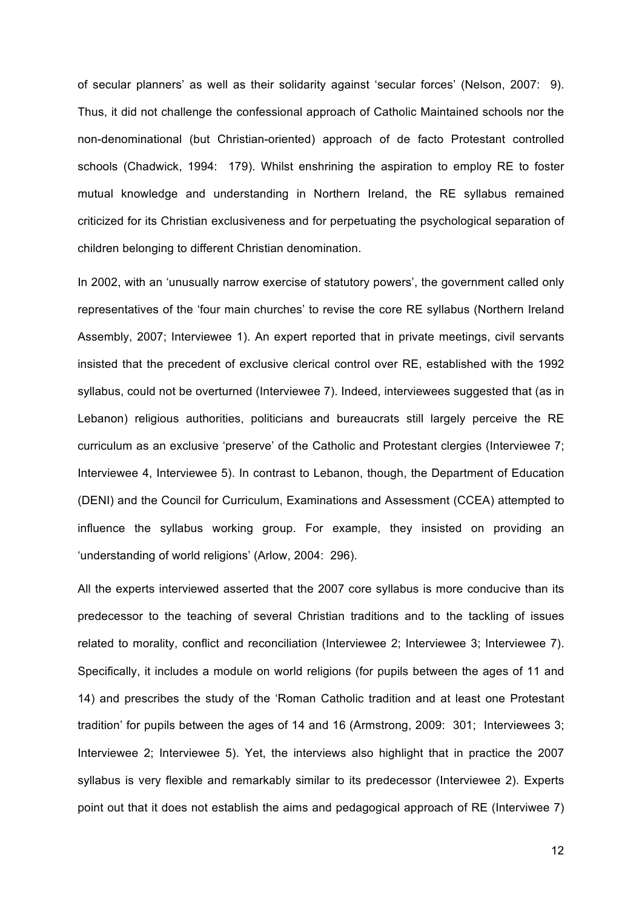of secular planners' as well as their solidarity against 'secular forces' (Nelson, 2007: 9). Thus, it did not challenge the confessional approach of Catholic Maintained schools nor the non-denominational (but Christian-oriented) approach of de facto Protestant controlled schools (Chadwick, 1994: 179). Whilst enshrining the aspiration to employ RE to foster mutual knowledge and understanding in Northern Ireland, the RE syllabus remained criticized for its Christian exclusiveness and for perpetuating the psychological separation of children belonging to different Christian denomination.

In 2002, with an 'unusually narrow exercise of statutory powers', the government called only representatives of the 'four main churches' to revise the core RE syllabus (Northern Ireland Assembly, 2007; Interviewee 1). An expert reported that in private meetings, civil servants insisted that the precedent of exclusive clerical control over RE, established with the 1992 syllabus, could not be overturned (Interviewee 7). Indeed, interviewees suggested that (as in Lebanon) religious authorities, politicians and bureaucrats still largely perceive the RE curriculum as an exclusive 'preserve' of the Catholic and Protestant clergies (Interviewee 7; Interviewee 4, Interviewee 5). In contrast to Lebanon, though, the Department of Education (DENI) and the Council for Curriculum, Examinations and Assessment (CCEA) attempted to influence the syllabus working group. For example, they insisted on providing an 'understanding of world religions' (Arlow, 2004: 296).

All the experts interviewed asserted that the 2007 core syllabus is more conducive than its predecessor to the teaching of several Christian traditions and to the tackling of issues related to morality, conflict and reconciliation (Interviewee 2; Interviewee 3; Interviewee 7). Specifically, it includes a module on world religions (for pupils between the ages of 11 and 14) and prescribes the study of the 'Roman Catholic tradition and at least one Protestant tradition' for pupils between the ages of 14 and 16 (Armstrong, 2009: 301; Interviewees 3; Interviewee 2; Interviewee 5). Yet, the interviews also highlight that in practice the 2007 syllabus is very flexible and remarkably similar to its predecessor (Interviewee 2). Experts point out that it does not establish the aims and pedagogical approach of RE (Interviwee 7)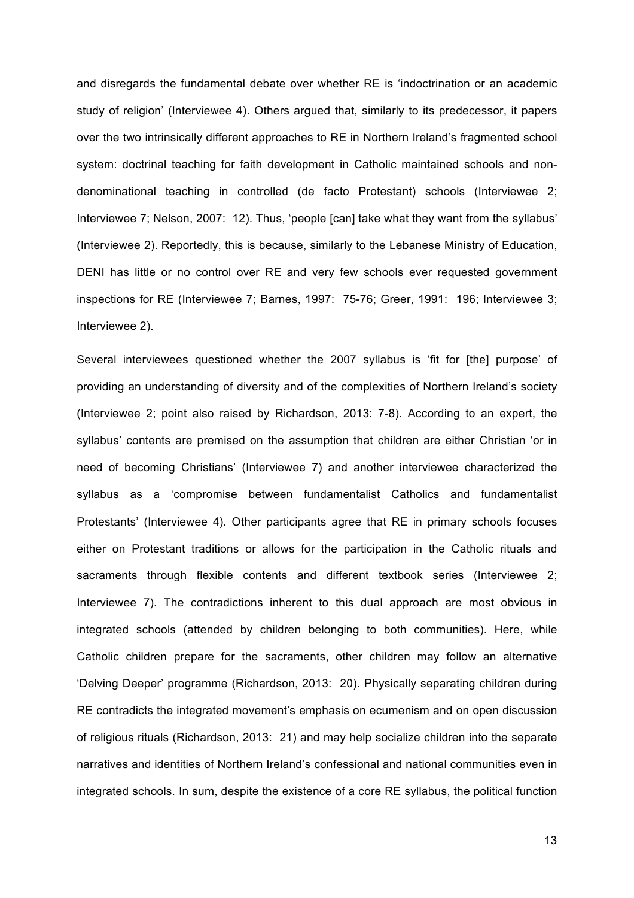and disregards the fundamental debate over whether RE is 'indoctrination or an academic study of religion' (Interviewee 4). Others argued that, similarly to its predecessor, it papers over the two intrinsically different approaches to RE in Northern Ireland's fragmented school system: doctrinal teaching for faith development in Catholic maintained schools and non-denominational teaching in controlled (de facto Protestant) schools (Interviewee 2; Interviewee 7; Nelson, 2007: 12). Thus, 'people [can] take what they want from the syllabus' (Interviewee 2). Reportedly, this is because, similarly to the Lebanese Ministry of Education, DENI has little or no control over RE and very few schools ever requested government inspections for RE (Interviewee 7; Barnes, 1997: 75-76; Greer, 1991: 196; Interviewee 3; Interviewee 2).

Several interviewees questioned whether the 2007 syllabus is 'fit for [the] purpose' of providing an understanding of diversity and of the complexities of Northern Ireland's society (Interviewee 2; point also raised by Richardson, 2013: 7-8). According to an expert, the syllabus' contents are premised on the assumption that children are either Christian 'or in need of becoming Christians' (Interviewee 7) and another interviewee characterized the syllabus as a 'compromise between fundamentalist Catholics and fundamentalist Protestants' (Interviewee 4). Other participants agree that RE in primary schools focuses either on Protestant traditions or allows for the participation in the Catholic rituals and sacraments through flexible contents and different textbook series (Interviewee 2; Interviewee 7). The contradictions inherent to this dual approach are most obvious in integrated schools (attended by children belonging to both communities). Here, while Catholic children prepare for the sacraments, other children may follow an alternative 'Delving Deeper' programme (Richardson, 2013: 20). Physically separating children during RE contradicts the integrated movement's emphasis on ecumenism and on open discussion of religious rituals (Richardson, 2013: 21) and may help socialize children into the separate narratives and identities of Northern Ireland's confessional and national communities even in integrated schools. In sum, despite the existence of a core RE syllabus, the political function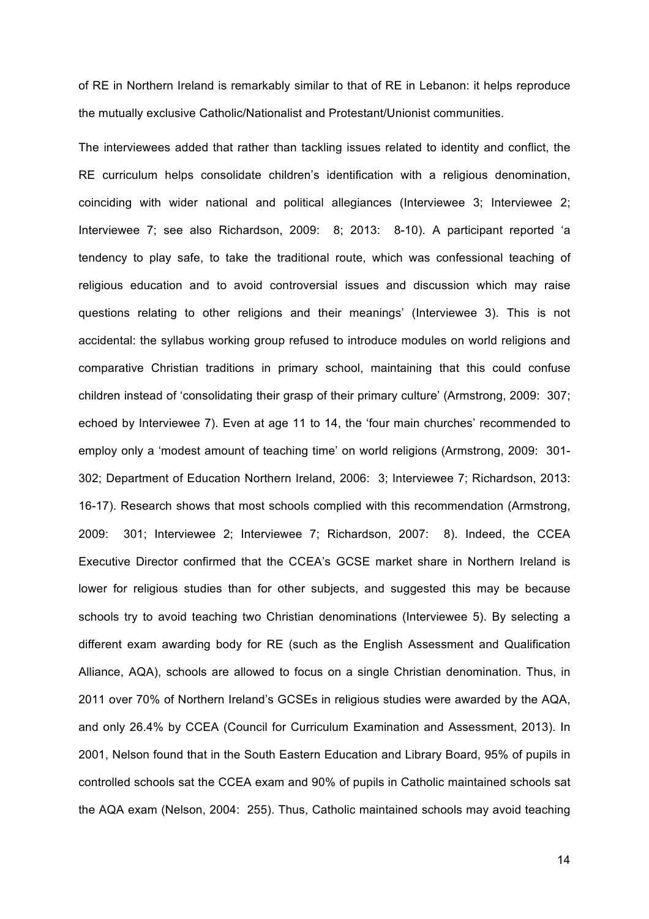of RE in Northern Ireland is remarkably similar to that of RE in Lebanon: it helps reproduce the mutually exclusive Catholic/Nationalist and Protestant/Unionist communities.

The interviewees added that rather than tackling issues related to identity and conflict, the RE curriculum helps consolidate children's identification with a religious denomination, coinciding with wider national and political allegiances (Interviewee 3; Interviewee 2; Interviewee 7; see also Richardson, 2009: 8; 2013: 8-10). A participant reported 'a tendency to play safe, to take the traditional route, which was confessional teaching of religious education and to avoid controversial issues and discussion which may raise questions relating to other religions and their meanings' (Interviewee 3). This is not accidental: the syllabus working group refused to introduce modules on world religions and comparative Christian traditions in primary school, maintaining that this could confuse children instead of 'consolidating their grasp of their primary culture' (Armstrong, 2009: 307; echoed by Interviewee 7). Even at age 11 to 14, the 'four main churches' recommended to employ only a 'modest amount of teaching time' on world religions (Armstrong, 2009: 301-302; Department of Education Northern Ireland, 2006: 3; Interviewee 7; Richardson, 2013: 16-17). Research shows that most schools complied with this recommendation (Armstrong, 2009: 301; Interviewee 2; Interviewee 7; Richardson, 2007: 8). Indeed, the CCEA Executive Director confirmed that the CCEA's GCSE market share in Northern Ireland is lower for religious studies than for other subjects, and suggested this may be because schools try to avoid teaching two Christian denominations (Interviewee 5). By selecting a different exam awarding body for RE (such as the English Assessment and Qualification Alliance, AQA), schools are allowed to focus on a single Christian denomination. Thus, in 2011 over 70% of Northern Ireland's GCSEs in religious studies were awarded by the AQA, and only 26.4% by CCEA (Council for Curriculum Examination and Assessment, 2013). In 2001, Nelson found that in the South Eastern Education and Library Board, 95% of pupils in controlled schools sat the CCEA exam and 90% of pupils in Catholic maintained schools sat the AQA exam (Nelson, 2004: 255). Thus, Catholic maintained schools may avoid teaching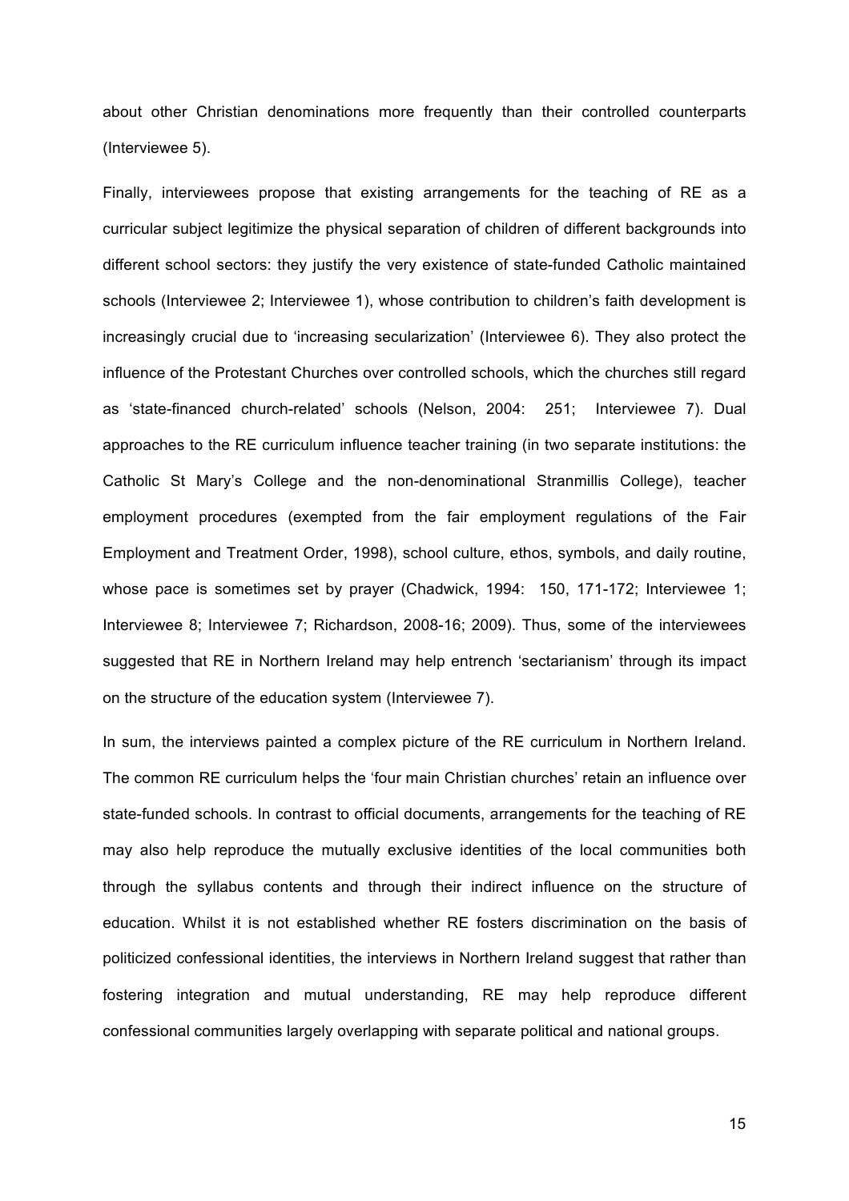about other Christian denominations more frequently than their controlled counterparts (Interviewee 5).

Finally, interviewees propose that existing arrangements for the teaching of RE as a curricular subject legitimize the physical separation of children of different backgrounds into different school sectors: they justify the very existence of state-funded Catholic maintained schools (Interviewee 2; Interviewee 1), whose contribution to children's faith development is increasingly crucial due to 'increasing secularization' (Interviewee 6). They also protect the influence of the Protestant Churches over controlled schools, which the churches still regard as 'state-financed church-related' schools (Nelson, 2004: 251; Interviewee 7). Dual approaches to the RE curriculum influence teacher training (in two separate institutions: the Catholic St Mary's College and the non-denominational Stranmillis College), teacher employment procedures (exempted from the fair employment regulations of the Fair Employment and Treatment Order, 1998), school culture, ethos, symbols, and daily routine, whose pace is sometimes set by prayer (Chadwick, 1994: 150, 171-172; Interviewee 1; Interviewee 8; Interviewee 7; Richardson, 2008-16; 2009). Thus, some of the interviewees suggested that RE in Northern Ireland may help entrench 'sectarianism' through its impact on the structure of the education system (Interviewee 7).

In sum, the interviews painted a complex picture of the RE curriculum in Northern Ireland. The common RE curriculum helps the 'four main Christian churches' retain an influence over state-funded schools. In contrast to official documents, arrangements for the teaching of RE may also help reproduce the mutually exclusive identities of the local communities both through the syllabus contents and through their indirect influence on the structure of education. Whilst it is not established whether RE fosters discrimination on the basis of politicized confessional identities, the interviews in Northern Ireland suggest that rather than fostering integration and mutual understanding, RE may help reproduce different confessional communities largely overlapping with separate political and national groups.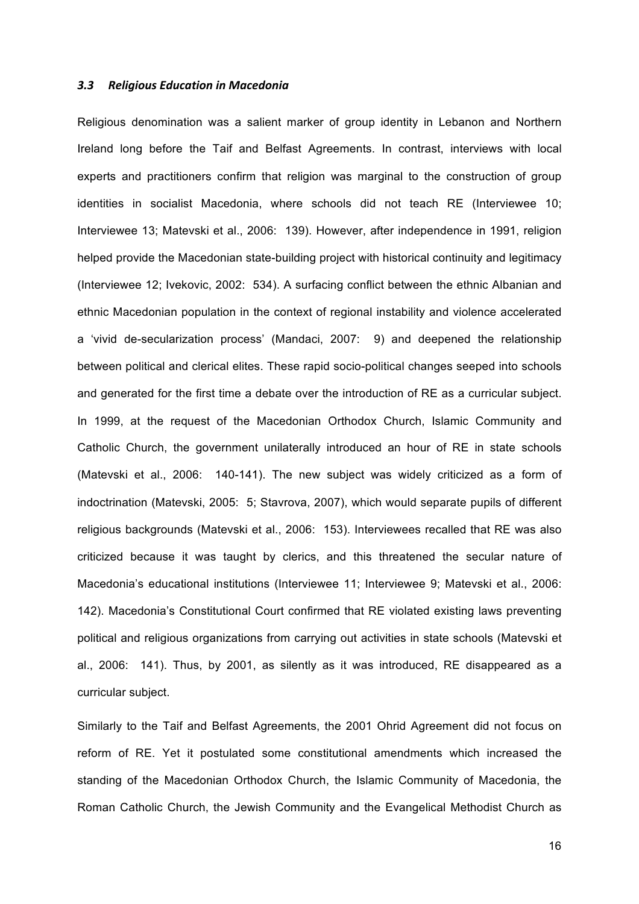### *3.3 Religious Education in Macedonia*

Religious denomination was a salient marker of group identity in Lebanon and Northern Ireland long before the Taif and Belfast Agreements. In contrast, interviews with local experts and practitioners confirm that religion was marginal to the construction of group identities in socialist Macedonia, where schools did not teach RE (Interviewee 10; Interviewee 13; Matevski et al., 2006: 139). However, after independence in 1991, religion helped provide the Macedonian state-building project with historical continuity and legitimacy (Interviewee 12; Ivekovic, 2002: 534). A surfacing conflict between the ethnic Albanian and ethnic Macedonian population in the context of regional instability and violence accelerated a 'vivid de-secularization process' (Mandaci, 2007: 9) and deepened the relationship between political and clerical elites. These rapid socio-political changes seeped into schools and generated for the first time a debate over the introduction of RE as a curricular subject. In 1999, at the request of the Macedonian Orthodox Church, Islamic Community and Catholic Church, the government unilaterally introduced an hour of RE in state schools (Matevski et al., 2006: 140-141). The new subject was widely criticized as a form of indoctrination (Matevski, 2005: 5; Stavrova, 2007), which would separate pupils of different religious backgrounds (Matevski et al., 2006: 153). Interviewees recalled that RE was also criticized because it was taught by clerics, and this threatened the secular nature of Macedonia's educational institutions (Interviewee 11; Interviewee 9; Matevski et al., 2006: 142). Macedonia's Constitutional Court confirmed that RE violated existing laws preventing political and religious organizations from carrying out activities in state schools (Matevski et al., 2006: 141). Thus, by 2001, as silently as it was introduced, RE disappeared as a curricular subject.

Similarly to the Taif and Belfast Agreements, the 2001 Ohrid Agreement did not focus on reform of RE. Yet it postulated some constitutional amendments which increased the standing of the Macedonian Orthodox Church, the Islamic Community of Macedonia, the Roman Catholic Church, the Jewish Community and the Evangelical Methodist Church as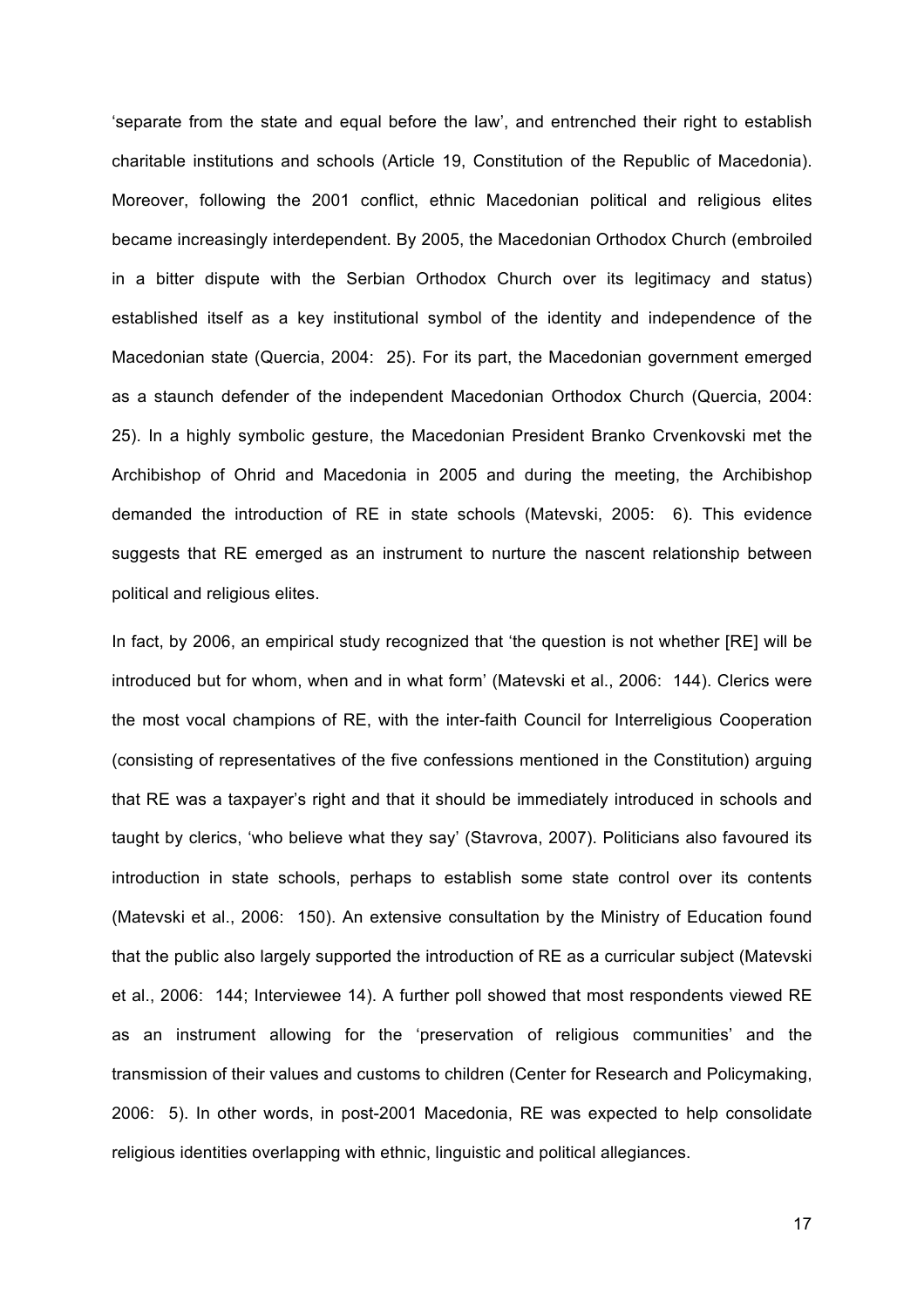'separate from the state and equal before the law', and entrenched their right to establish charitable institutions and schools (Article 19, Constitution of the Republic of Macedonia). Moreover, following the 2001 conflict, ethnic Macedonian political and religious elites became increasingly interdependent. By 2005, the Macedonian Orthodox Church (embroiled in a bitter dispute with the Serbian Orthodox Church over its legitimacy and status) established itself as a key institutional symbol of the identity and independence of the Macedonian state (Quercia, 2004: 25). For its part, the Macedonian government emerged as a staunch defender of the independent Macedonian Orthodox Church (Quercia, 2004: 25). In a highly symbolic gesture, the Macedonian President Branko Crvenkovski met the Archibishop of Ohrid and Macedonia in 2005 and during the meeting, the Archibishop demanded the introduction of RE in state schools (Matevski, 2005: 6). This evidence suggests that RE emerged as an instrument to nurture the nascent relationship between political and religious elites.

In fact, by 2006, an empirical study recognized that 'the question is not whether [RE] will be introduced but for whom, when and in what form' (Matevski et al., 2006: 144). Clerics were the most vocal champions of RE, with the inter-faith Council for Interreligious Cooperation (consisting of representatives of the five confessions mentioned in the Constitution) arguing that RE was a taxpayer's right and that it should be immediately introduced in schools and taught by clerics, 'who believe what they say' (Stavrova, 2007). Politicians also favoured its introduction in state schools, perhaps to establish some state control over its contents (Matevski et al., 2006: 150). An extensive consultation by the Ministry of Education found that the public also largely supported the introduction of RE as a curricular subject (Matevski et al., 2006: 144; Interviewee 14). A further poll showed that most respondents viewed RE as an instrument allowing for the 'preservation of religious communities' and the transmission of their values and customs to children (Center for Research and Policymaking, 2006: 5). In other words, in post-2001 Macedonia, RE was expected to help consolidate religious identities overlapping with ethnic, linguistic and political allegiances.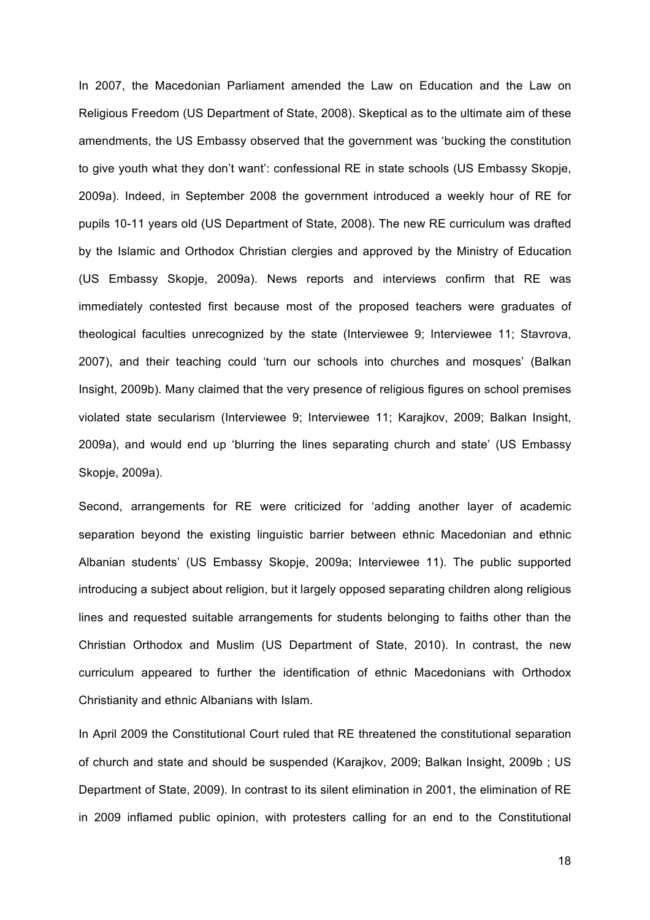In 2007, the Macedonian Parliament amended the Law on Education and the Law on Religious Freedom (US Department of State, 2008). Skeptical as to the ultimate aim of these amendments, the US Embassy observed that the government was 'bucking the constitution to give youth what they don't want': confessional RE in state schools (US Embassy Skopje, 2009a). Indeed, in September 2008 the government introduced a weekly hour of RE for pupils 10-11 years old (US Department of State, 2008). The new RE curriculum was drafted by the Islamic and Orthodox Christian clergies and approved by the Ministry of Education (US Embassy Skopje, 2009a). News reports and interviews confirm that RE was immediately contested first because most of the proposed teachers were graduates of theological faculties unrecognized by the state (Interviewee 9; Interviewee 11; Stavrova, 2007), and their teaching could 'turn our schools into churches and mosques' (Balkan Insight, 2009b). Many claimed that the very presence of religious figures on school premises violated state secularism (Interviewee 9; Interviewee 11; Karajkov, 2009; Balkan Insight, 2009a), and would end up 'blurring the lines separating church and state' (US Embassy Skopje, 2009a).

Second, arrangements for RE were criticized for 'adding another layer of academic separation beyond the existing linguistic barrier between ethnic Macedonian and ethnic Albanian students' (US Embassy Skopje, 2009a; Interviewee 11). The public supported introducing a subject about religion, but it largely opposed separating children along religious lines and requested suitable arrangements for students belonging to faiths other than the Christian Orthodox and Muslim (US Department of State, 2010). In contrast, the new curriculum appeared to further the identification of ethnic Macedonians with Orthodox Christianity and ethnic Albanians with Islam.

In April 2009 the Constitutional Court ruled that RE threatened the constitutional separation of church and state and should be suspended (Karajkov, 2009; Balkan Insight, 2009b ; US Department of State, 2009). In contrast to its silent elimination in 2001, the elimination of RE in 2009 inflamed public opinion, with protesters calling for an end to the Constitutional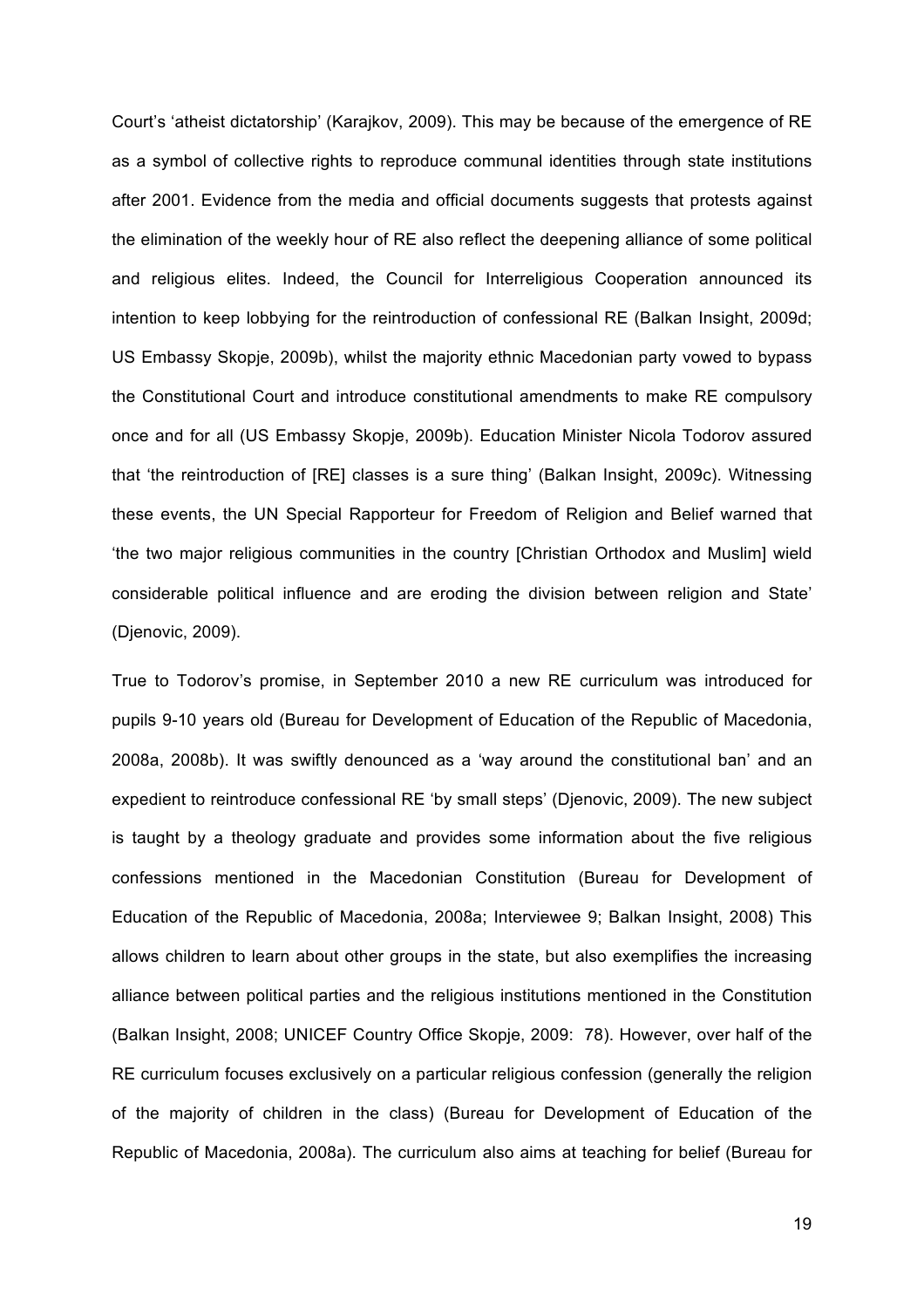Court's 'atheist dictatorship' (Karajkov, 2009). This may be because of the emergence of RE as a symbol of collective rights to reproduce communal identities through state institutions after 2001. Evidence from the media and official documents suggests that protests against the elimination of the weekly hour of RE also reflect the deepening alliance of some political and religious elites. Indeed, the Council for Interreligious Cooperation announced its intention to keep lobbying for the reintroduction of confessional RE (Balkan Insight, 2009d; US Embassy Skopje, 2009b), whilst the majority ethnic Macedonian party vowed to bypass the Constitutional Court and introduce constitutional amendments to make RE compulsory once and for all (US Embassy Skopje, 2009b). Education Minister Nicola Todorov assured that 'the reintroduction of [RE] classes is a sure thing' (Balkan Insight, 2009c). Witnessing these events, the UN Special Rapporteur for Freedom of Religion and Belief warned that 'the two major religious communities in the country [Christian Orthodox and Muslim] wield considerable political influence and are eroding the division between religion and State' (Djenovic, 2009).

True to Todorov's promise, in September 2010 a new RE curriculum was introduced for pupils 9-10 years old (Bureau for Development of Education of the Republic of Macedonia, 2008a, 2008b). It was swiftly denounced as a 'way around the constitutional ban' and an expedient to reintroduce confessional RE 'by small steps' (Djenovic, 2009). The new subject is taught by a theology graduate and provides some information about the five religious confessions mentioned in the Macedonian Constitution (Bureau for Development of Education of the Republic of Macedonia, 2008a; Interviewee 9; Balkan Insight, 2008) This allows children to learn about other groups in the state, but also exemplifies the increasing alliance between political parties and the religious institutions mentioned in the Constitution (Balkan Insight, 2008; UNICEF Country Office Skopje, 2009: 78). However, over half of the RE curriculum focuses exclusively on a particular religious confession (generally the religion of the majority of children in the class) (Bureau for Development of Education of the Republic of Macedonia, 2008a). The curriculum also aims at teaching for belief (Bureau for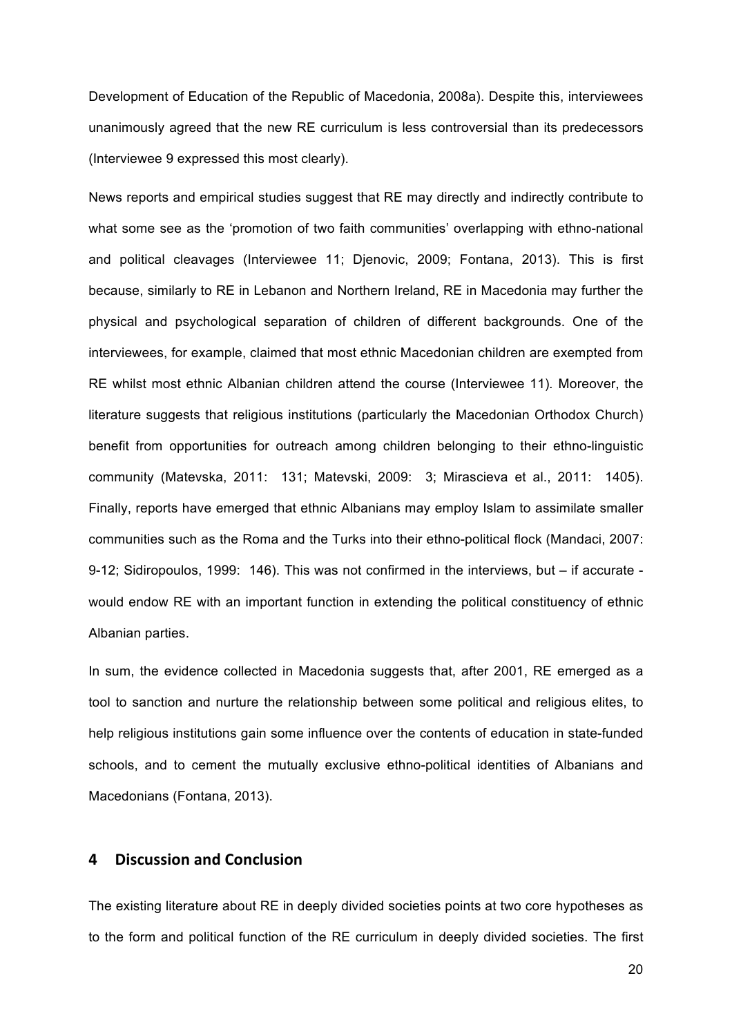Development of Education of the Republic of Macedonia, 2008a). Despite this, interviewees unanimously agreed that the new RE curriculum is less controversial than its predecessors (Interviewee 9 expressed this most clearly).

News reports and empirical studies suggest that RE may directly and indirectly contribute to what some see as the 'promotion of two faith communities' overlapping with ethno-national and political cleavages (Interviewee 11; Djenovic, 2009; Fontana, 2013). This is first because, similarly to RE in Lebanon and Northern Ireland, RE in Macedonia may further the physical and psychological separation of children of different backgrounds. One of the interviewees, for example, claimed that most ethnic Macedonian children are exempted from RE whilst most ethnic Albanian children attend the course (Interviewee 11). Moreover, the literature suggests that religious institutions (particularly the Macedonian Orthodox Church) benefit from opportunities for outreach among children belonging to their ethno-linguistic community (Matevska, 2011: 131; Matevski, 2009: 3; Mirascieva et al., 2011: 1405). Finally, reports have emerged that ethnic Albanians may employ Islam to assimilate smaller communities such as the Roma and the Turks into their ethno-political flock (Mandaci, 2007: 9-12; Sidiropoulos, 1999: 146). This was not confirmed in the interviews, but – if accurate - would endow RE with an important function in extending the political constituency of ethnic Albanian parties.

In sum, the evidence collected in Macedonia suggests that, after 2001, RE emerged as a tool to sanction and nurture the relationship between some political and religious elites, to help religious institutions gain some influence over the contents of education in state-funded schools, and to cement the mutually exclusive ethno-political identities of Albanians and Macedonians (Fontana, 2013).

## 4 Discussion and Conclusion

The existing literature about RE in deeply divided societies points at two core hypotheses as to the form and political function of the RE curriculum in deeply divided societies. The first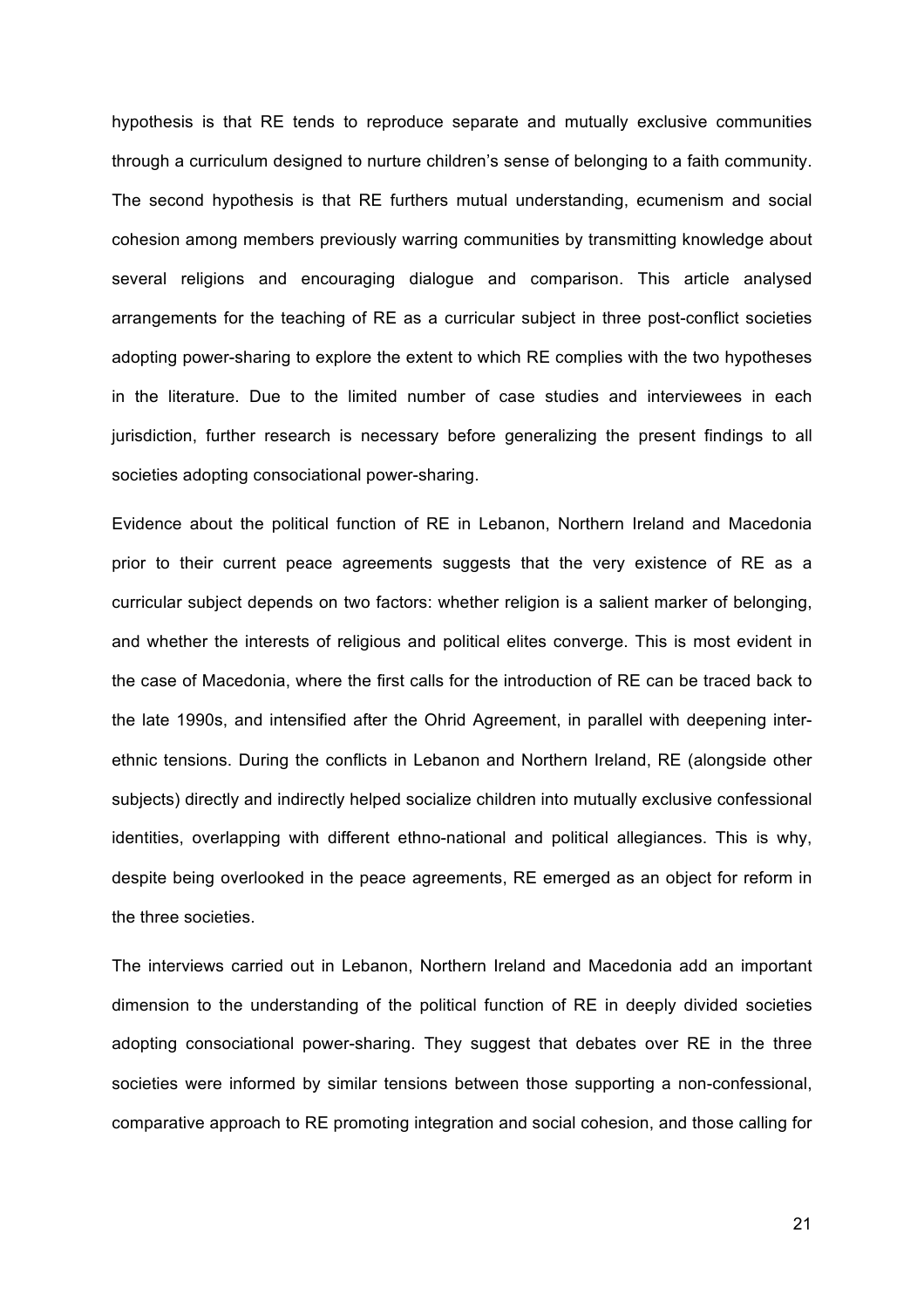hypothesis is that RE tends to reproduce separate and mutually exclusive communities through a curriculum designed to nurture children's sense of belonging to a faith community. The second hypothesis is that RE furthers mutual understanding, ecumenism and social cohesion among members previously warring communities by transmitting knowledge about several religions and encouraging dialogue and comparison. This article analysed arrangements for the teaching of RE as a curricular subject in three post-conflict societies adopting power-sharing to explore the extent to which RE complies with the two hypotheses in the literature. Due to the limited number of case studies and interviewees in each jurisdiction, further research is necessary before generalizing the present findings to all societies adopting consociational power-sharing.

Evidence about the political function of RE in Lebanon, Northern Ireland and Macedonia prior to their current peace agreements suggests that the very existence of RE as a curricular subject depends on two factors: whether religion is a salient marker of belonging, and whether the interests of religious and political elites converge. This is most evident in the case of Macedonia, where the first calls for the introduction of RE can be traced back to the late 1990s, and intensified after the Ohrid Agreement, in parallel with deepening inter-ethnic tensions. During the conflicts in Lebanon and Northern Ireland, RE (alongside other subjects) directly and indirectly helped socialize children into mutually exclusive confessional identities, overlapping with different ethno-national and political allegiances. This is why, despite being overlooked in the peace agreements, RE emerged as an object for reform in the three societies.

The interviews carried out in Lebanon, Northern Ireland and Macedonia add an important dimension to the understanding of the political function of RE in deeply divided societies adopting consociational power-sharing. They suggest that debates over RE in the three societies were informed by similar tensions between those supporting a non-confessional, comparative approach to RE promoting integration and social cohesion, and those calling for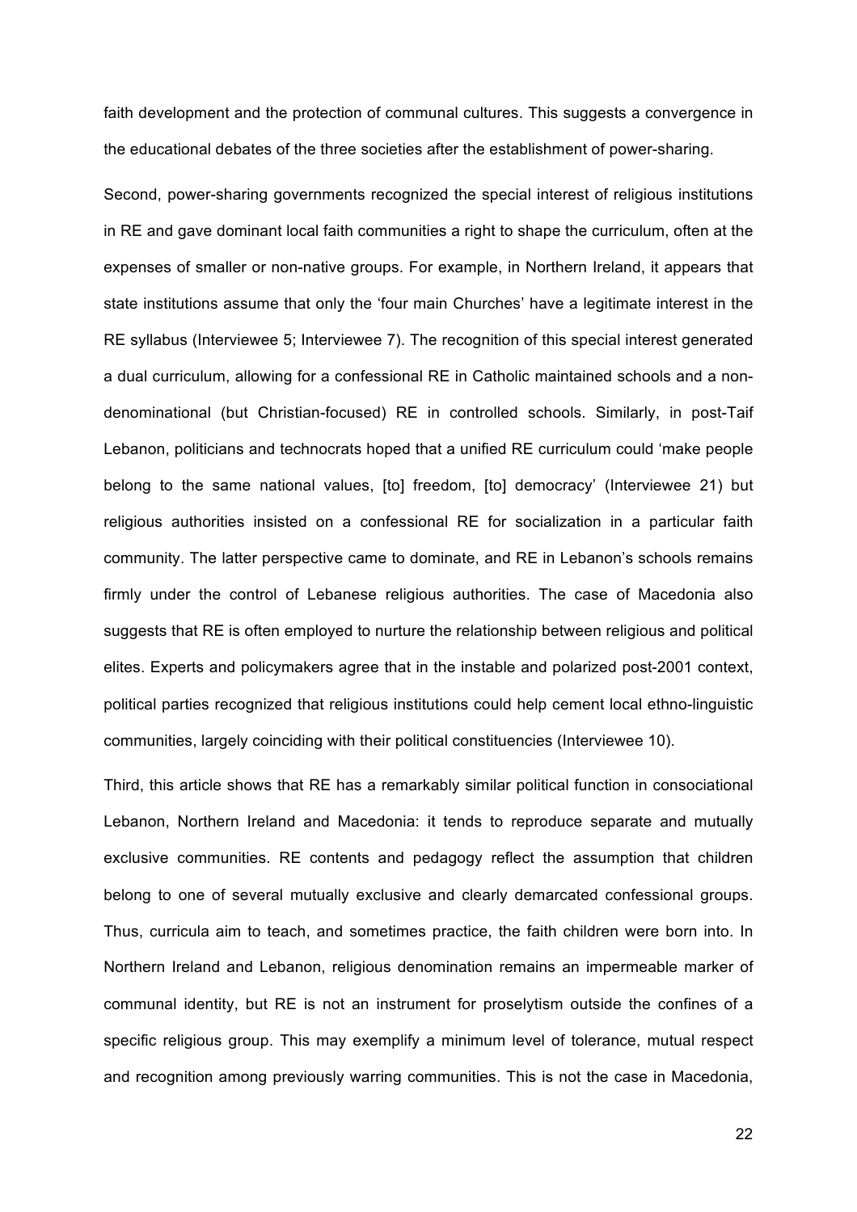faith development and the protection of communal cultures. This suggests a convergence in the educational debates of the three societies after the establishment of power-sharing.

Second, power-sharing governments recognized the special interest of religious institutions in RE and gave dominant local faith communities a right to shape the curriculum, often at the expenses of smaller or non-native groups. For example, in Northern Ireland, it appears that state institutions assume that only the 'four main Churches' have a legitimate interest in the RE syllabus (Interviewee 5; Interviewee 7). The recognition of this special interest generated a dual curriculum, allowing for a confessional RE in Catholic maintained schools and a non-denominational (but Christian-focused) RE in controlled schools. Similarly, in post-Taif Lebanon, politicians and technocrats hoped that a unified RE curriculum could 'make people belong to the same national values, [to] freedom, [to] democracy' (Interviewee 21) but religious authorities insisted on a confessional RE for socialization in a particular faith community. The latter perspective came to dominate, and RE in Lebanon's schools remains firmly under the control of Lebanese religious authorities. The case of Macedonia also suggests that RE is often employed to nurture the relationship between religious and political elites. Experts and policymakers agree that in the instable and polarized post-2001 context, political parties recognized that religious institutions could help cement local ethno-linguistic communities, largely coinciding with their political constituencies (Interviewee 10).

Third, this article shows that RE has a remarkably similar political function in consociational Lebanon, Northern Ireland and Macedonia: it tends to reproduce separate and mutually exclusive communities. RE contents and pedagogy reflect the assumption that children belong to one of several mutually exclusive and clearly demarcated confessional groups. Thus, curricula aim to teach, and sometimes practice, the faith children were born into. In Northern Ireland and Lebanon, religious denomination remains an impermeable marker of communal identity, but RE is not an instrument for proselytism outside the confines of a specific religious group. This may exemplify a minimum level of tolerance, mutual respect and recognition among previously warring communities. This is not the case in Macedonia,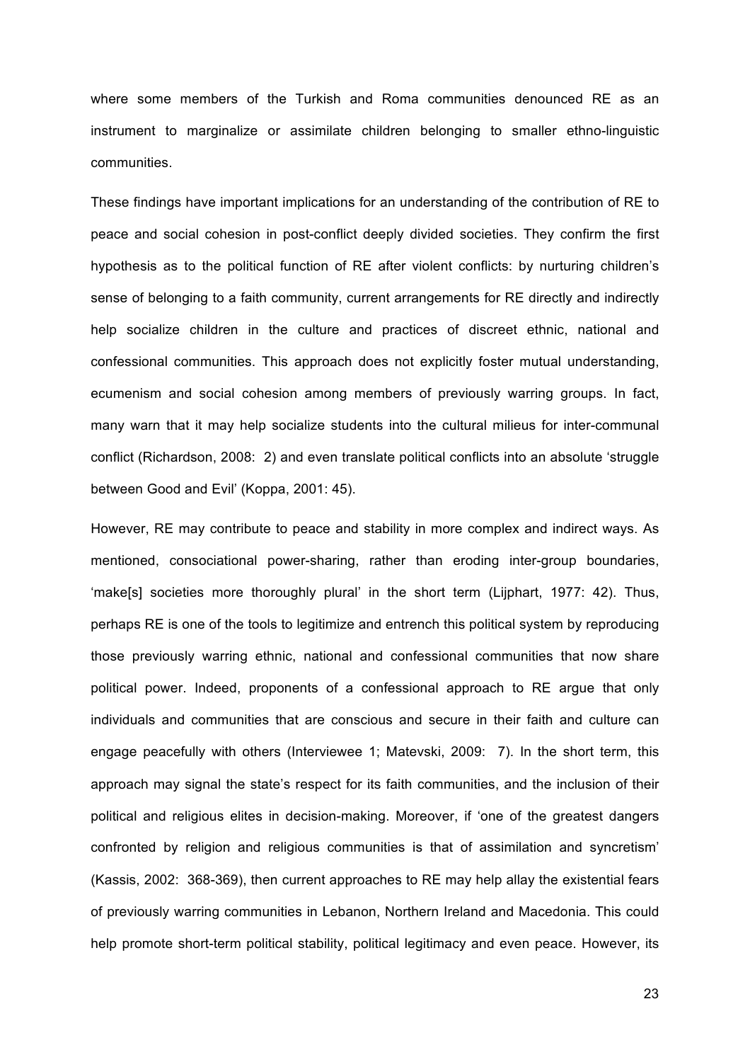where some members of the Turkish and Roma communities denounced RE as an instrument to marginalize or assimilate children belonging to smaller ethno-linguistic communities.

These findings have important implications for an understanding of the contribution of RE to peace and social cohesion in post-conflict deeply divided societies. They confirm the first hypothesis as to the political function of RE after violent conflicts: by nurturing children's sense of belonging to a faith community, current arrangements for RE directly and indirectly help socialize children in the culture and practices of discreet ethnic, national and confessional communities. This approach does not explicitly foster mutual understanding, ecumenism and social cohesion among members of previously warring groups. In fact, many warn that it may help socialize students into the cultural milieus for inter-communal conflict (Richardson, 2008: 2) and even translate political conflicts into an absolute 'struggle between Good and Evil' (Koppa, 2001: 45).

However, RE may contribute to peace and stability in more complex and indirect ways. As mentioned, consociational power-sharing, rather than eroding inter-group boundaries, 'make[s] societies more thoroughly plural' in the short term (Lijphart, 1977: 42). Thus, perhaps RE is one of the tools to legitimize and entrench this political system by reproducing those previously warring ethnic, national and confessional communities that now share political power. Indeed, proponents of a confessional approach to RE argue that only individuals and communities that are conscious and secure in their faith and culture can engage peacefully with others (Interviewee 1; Matevski, 2009: 7). In the short term, this approach may signal the state's respect for its faith communities, and the inclusion of their political and religious elites in decision-making. Moreover, if 'one of the greatest dangers confronted by religion and religious communities is that of assimilation and syncretism' (Kassis, 2002: 368-369), then current approaches to RE may help allay the existential fears of previously warring communities in Lebanon, Northern Ireland and Macedonia. This could help promote short-term political stability, political legitimacy and even peace. However, its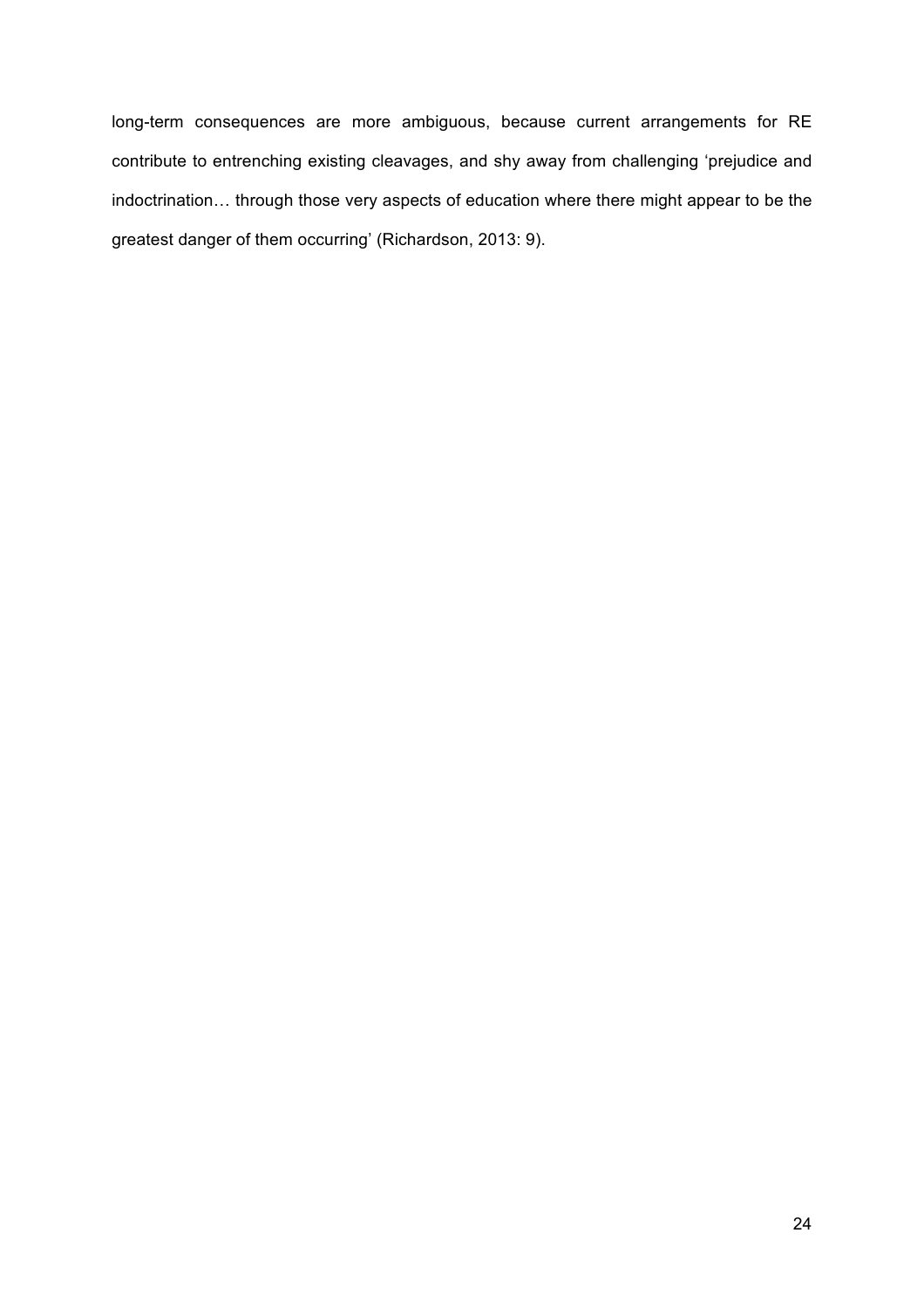long-term consequences are more ambiguous, because current arrangements for RE contribute to entrenching existing cleavages, and shy away from challenging 'prejudice and indoctrination… through those very aspects of education where there might appear to be the greatest danger of them occurring' (Richardson, 2013: 9).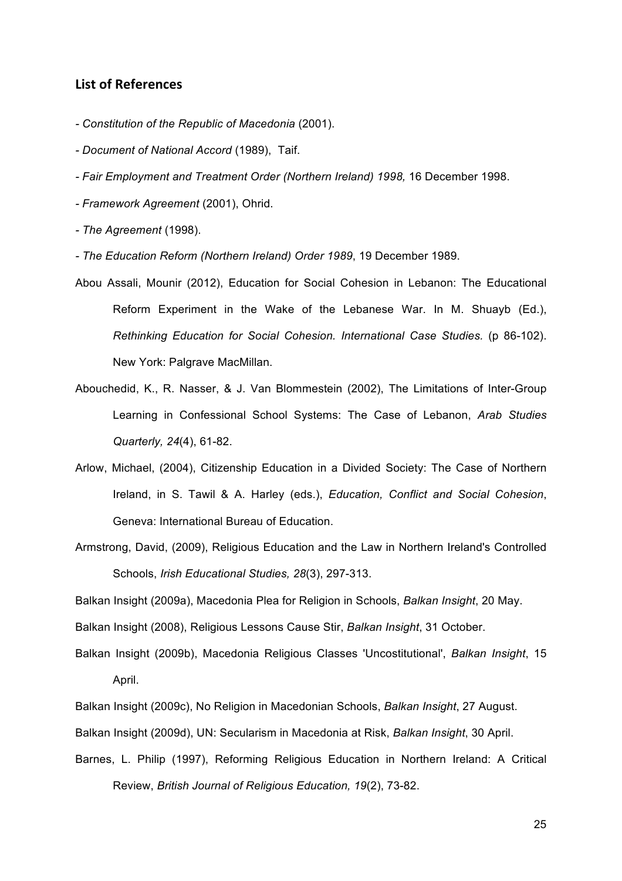## List of References

- *Constitution of the Republic of Macedonia* (2001).

- *Document of National Accord* (1989), Taif.

- *Fair Employment and Treatment Order (Northern Ireland) 1998,* 16 December 1998.

- *Framework Agreement* (2001), Ohrid.

- *The Agreement* (1998).

- *The Education Reform (Northern Ireland) Order 1989*, 19 December 1989.

Abou Assali, Mounir (2012), Education for Social Cohesion in Lebanon: The Educational Reform Experiment in the Wake of the Lebanese War. In M. Shuayb (Ed.), *Rethinking Education for Social Cohesion. International Case Studies.* (p 86-102). New York: Palgrave MacMillan.

Abouchedid, K., R. Nasser, & J. Van Blommestein (2002), The Limitations of Inter-Group Learning in Confessional School Systems: The Case of Lebanon, *Arab Studies Quarterly, 24*(4), 61-82.

Arlow, Michael, (2004), Citizenship Education in a Divided Society: The Case of Northern Ireland, in S. Tawil & A. Harley (eds.), *Education, Conflict and Social Cohesion*, Geneva: International Bureau of Education.

Armstrong, David, (2009), Religious Education and the Law in Northern Ireland's Controlled Schools, *Irish Educational Studies, 28*(3), 297-313.

Balkan Insight (2009a), Macedonia Plea for Religion in Schools, *Balkan Insight*, 20 May.

Balkan Insight (2008), Religious Lessons Cause Stir, *Balkan Insight*, 31 October.

Balkan Insight (2009b), Macedonia Religious Classes 'Uncostitutional', *Balkan Insight*, 15 April.

Balkan Insight (2009c), No Religion in Macedonian Schools, *Balkan Insight*, 27 August.

Balkan Insight (2009d), UN: Secularism in Macedonia at Risk, *Balkan Insight*, 30 April.

Barnes, L. Philip (1997), Reforming Religious Education in Northern Ireland: A Critical Review, *British Journal of Religious Education, 19*(2), 73-82.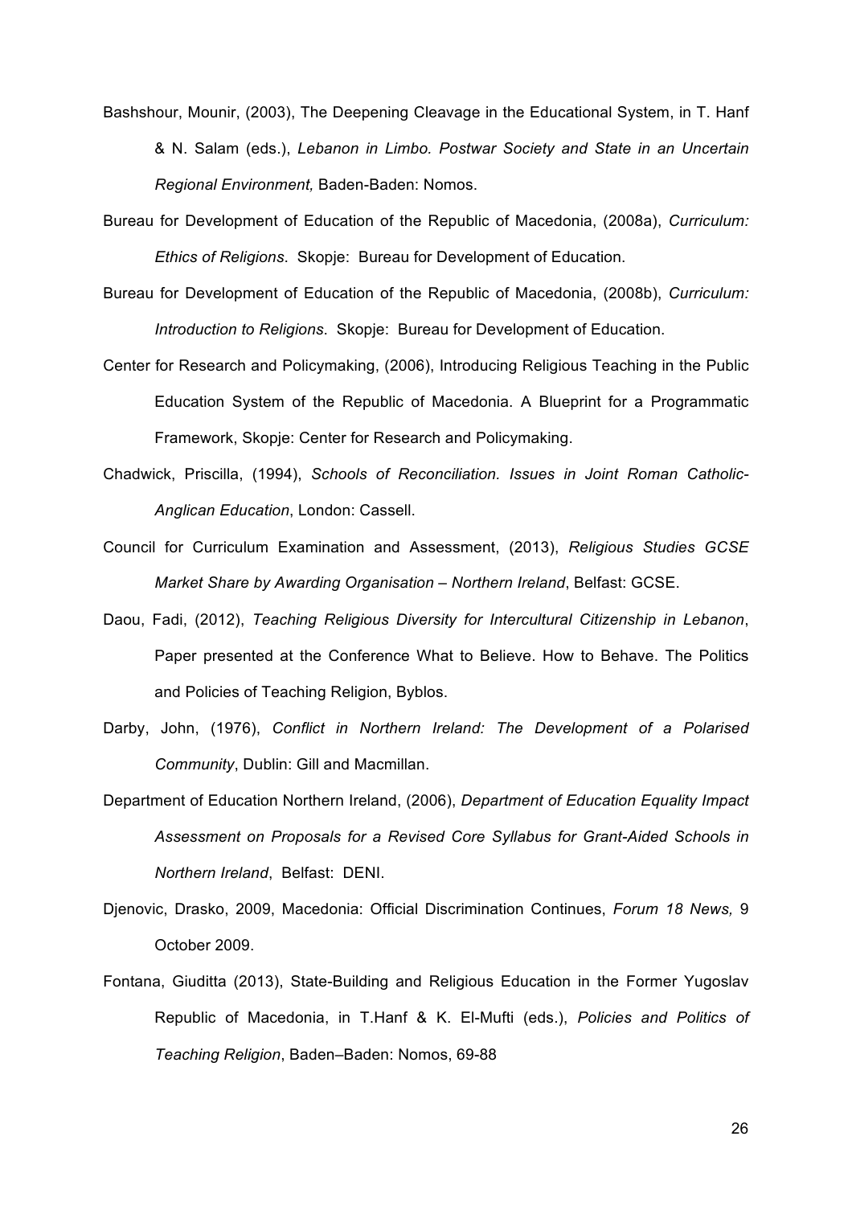Bashshour, Mounir, (2003), The Deepening Cleavage in the Educational System, in T. Hanf & N. Salam (eds.), *Lebanon in Limbo. Postwar Society and State in an Uncertain Regional Environment,* Baden-Baden: Nomos.

Bureau for Development of Education of the Republic of Macedonia, (2008a), *Curriculum: Ethics of Religions*. Skopje: Bureau for Development of Education.

Bureau for Development of Education of the Republic of Macedonia, (2008b), *Curriculum: Introduction to Religions*. Skopje: Bureau for Development of Education.

Center for Research and Policymaking, (2006), Introducing Religious Teaching in the Public Education System of the Republic of Macedonia. A Blueprint for a Programmatic Framework, Skopje: Center for Research and Policymaking.

Chadwick, Priscilla, (1994), *Schools of Reconciliation. Issues in Joint Roman Catholic-Anglican Education*, London: Cassell.

Council for Curriculum Examination and Assessment, (2013), *Religious Studies GCSE Market Share by Awarding Organisation – Northern Ireland*, Belfast: GCSE.

Daou, Fadi, (2012), *Teaching Religious Diversity for Intercultural Citizenship in Lebanon*, Paper presented at the Conference What to Believe. How to Behave. The Politics and Policies of Teaching Religion, Byblos.

Darby, John, (1976), *Conflict in Northern Ireland: The Development of a Polarised Community*, Dublin: Gill and Macmillan.

Department of Education Northern Ireland, (2006), *Department of Education Equality Impact Assessment on Proposals for a Revised Core Syllabus for Grant-Aided Schools in Northern Ireland*, Belfast: DENI.

Djenovic, Drasko, 2009, Macedonia: Official Discrimination Continues, *Forum 18 News,* 9 October 2009.

Fontana, Giuditta (2013), State-Building and Religious Education in the Former Yugoslav Republic of Macedonia, in T.Hanf & K. El-Mufti (eds.), *Policies and Politics of Teaching Religion*, Baden–Baden: Nomos, 69-88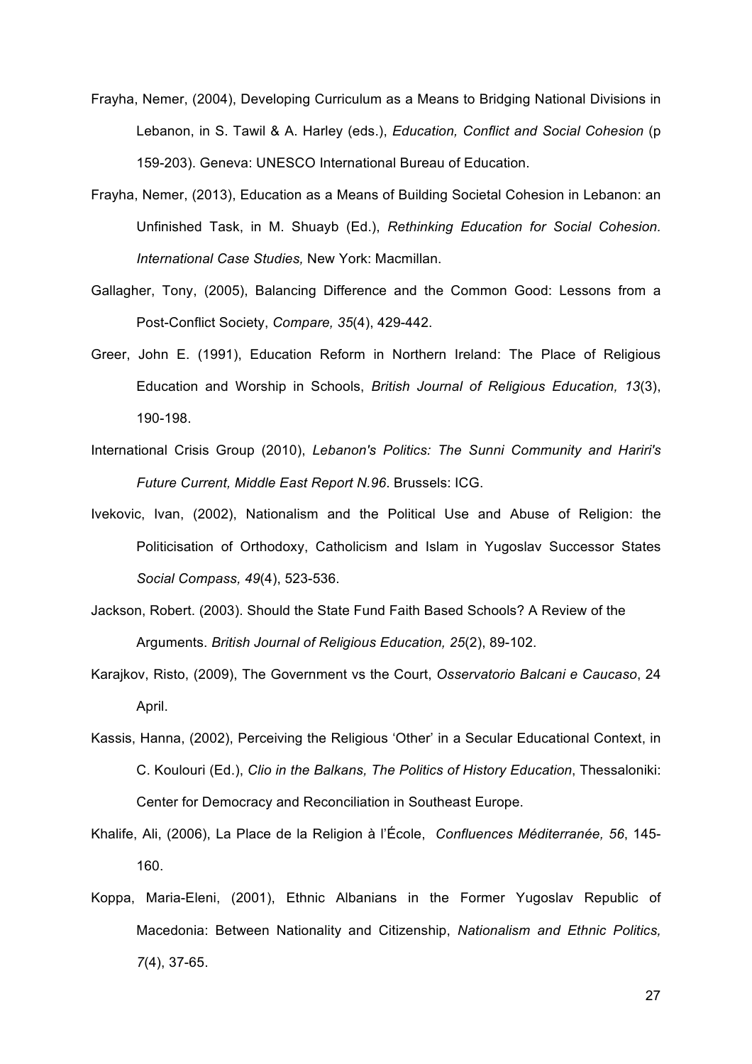Frayha, Nemer, (2004), Developing Curriculum as a Means to Bridging National Divisions in Lebanon, in S. Tawil & A. Harley (eds.), *Education, Conflict and Social Cohesion* (p 159-203). Geneva: UNESCO International Bureau of Education.

Frayha, Nemer, (2013), Education as a Means of Building Societal Cohesion in Lebanon: an Unfinished Task, in M. Shuayb (Ed.), *Rethinking Education for Social Cohesion. International Case Studies,* New York: Macmillan.

Gallagher, Tony, (2005), Balancing Difference and the Common Good: Lessons from a Post-Conflict Society, *Compare, 35*(4), 429-442.

Greer, John E. (1991), Education Reform in Northern Ireland: The Place of Religious Education and Worship in Schools, *British Journal of Religious Education, 13*(3), 190-198.

International Crisis Group (2010), *Lebanon's Politics: The Sunni Community and Hariri's Future Current, Middle East Report N.96*. Brussels: ICG.

Ivekovic, Ivan, (2002), Nationalism and the Political Use and Abuse of Religion: the Politicisation of Orthodoxy, Catholicism and Islam in Yugoslav Successor States *Social Compass, 49*(4), 523-536.

Jackson, Robert. (2003). Should the State Fund Faith Based Schools? A Review of the Arguments. *British Journal of Religious Education, 25*(2), 89-102.

Karajkov, Risto, (2009), The Government vs the Court, *Osservatorio Balcani e Caucaso*, 24 April.

Kassis, Hanna, (2002), Perceiving the Religious 'Other' in a Secular Educational Context, in C. Koulouri (Ed.), *Clio in the Balkans, The Politics of History Education*, Thessaloniki: Center for Democracy and Reconciliation in Southeast Europe.

Khalife, Ali, (2006), La Place de la Religion à l'École, *Confluences Méditerranée, 56*, 145-160.

Koppa, Maria-Eleni, (2001), Ethnic Albanians in the Former Yugoslav Republic of Macedonia: Between Nationality and Citizenship, *Nationalism and Ethnic Politics, 7*(4), 37-65.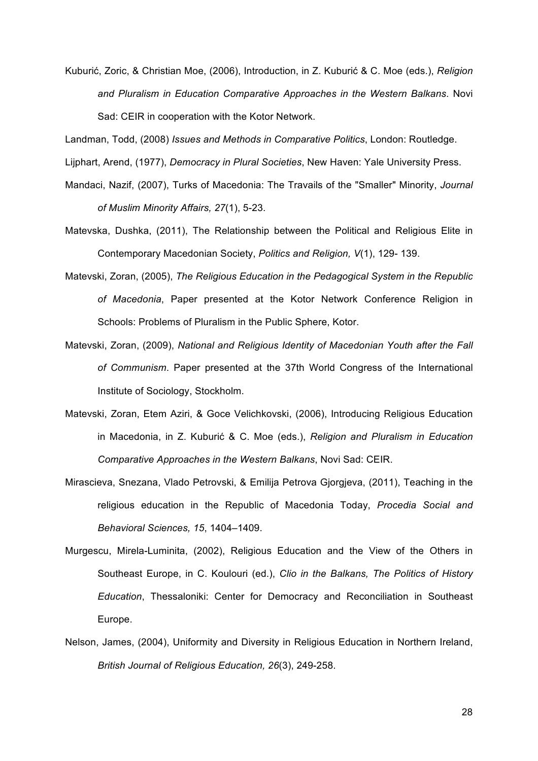Kuburić, Zoric, & Christian Moe, (2006), Introduction, in Z. Kuburić & C. Moe (eds.), *Religion and Pluralism in Education Comparative Approaches in the Western Balkans*. Novi Sad: CEIR in cooperation with the Kotor Network.

Landman, Todd, (2008) *Issues and Methods in Comparative Politics*, London: Routledge.

Lijphart, Arend, (1977), *Democracy in Plural Societies*, New Haven: Yale University Press.

Mandaci, Nazif, (2007), Turks of Macedonia: The Travails of the "Smaller" Minority, *Journal of Muslim Minority Affairs, 27*(1), 5-23.

Matevska, Dushka, (2011), The Relationship between the Political and Religious Elite in Contemporary Macedonian Society, *Politics and Religion, V*(1), 129- 139.

Matevski, Zoran, (2005), *The Religious Education in the Pedagogical System in the Republic of Macedonia*, Paper presented at the Kotor Network Conference Religion in Schools: Problems of Pluralism in the Public Sphere, Kotor.

Matevski, Zoran, (2009), *National and Religious Identity of Macedonian Youth after the Fall of Communism*. Paper presented at the 37th World Congress of the International Institute of Sociology, Stockholm.

Matevski, Zoran, Etem Aziri, & Goce Velichkovski, (2006), Introducing Religious Education in Macedonia, in Z. Kuburić & C. Moe (eds.), *Religion and Pluralism in Education Comparative Approaches in the Western Balkans*, Novi Sad: CEIR.

Mirascieva, Snezana, Vlado Petrovski, & Emilija Petrova Gjorgjeva, (2011), Teaching in the religious education in the Republic of Macedonia Today, *Procedia Social and Behavioral Sciences, 15*, 1404–1409.

Murgescu, Mirela-Luminita, (2002), Religious Education and the View of the Others in Southeast Europe, in C. Koulouri (ed.), *Clio in the Balkans, The Politics of History Education*, Thessaloniki: Center for Democracy and Reconciliation in Southeast Europe.

Nelson, James, (2004), Uniformity and Diversity in Religious Education in Northern Ireland, *British Journal of Religious Education, 26*(3), 249-258.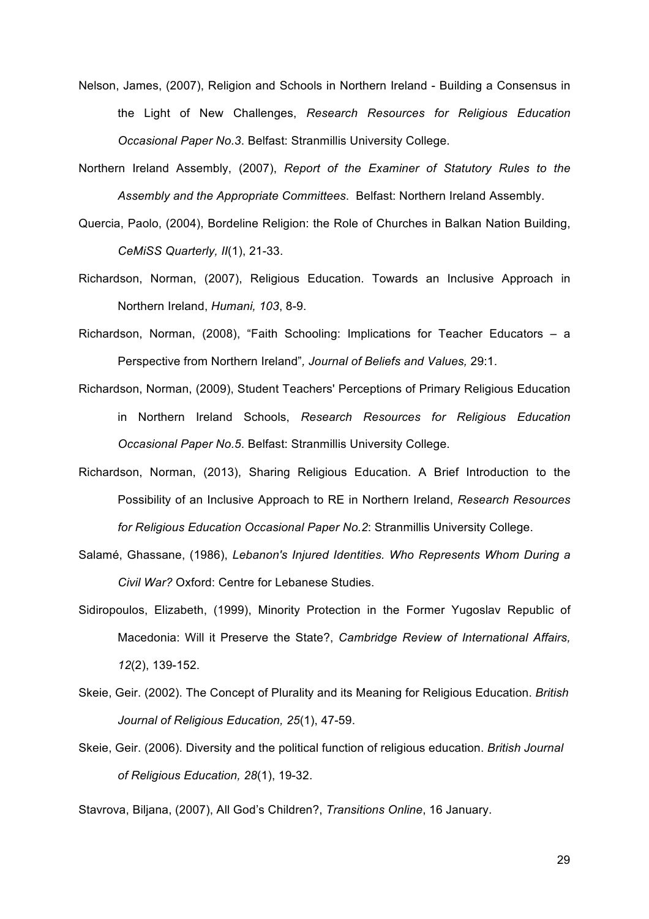Nelson, James, (2007), Religion and Schools in Northern Ireland - Building a Consensus in the Light of New Challenges, *Research Resources for Religious Education Occasional Paper No.3*. Belfast: Stranmillis University College.

Northern Ireland Assembly, (2007), *Report of the Examiner of Statutory Rules to the Assembly and the Appropriate Committees*. Belfast: Northern Ireland Assembly.

Quercia, Paolo, (2004), Bordeline Religion: the Role of Churches in Balkan Nation Building, *CeMiSS Quarterly, II*(1), 21-33.

Richardson, Norman, (2007), Religious Education. Towards an Inclusive Approach in Northern Ireland, *Humani, 103*, 8-9.

Richardson, Norman, (2008), "Faith Schooling: Implications for Teacher Educators – a Perspective from Northern Ireland"*, Journal of Beliefs and Values,* 29:1.

Richardson, Norman, (2009), Student Teachers' Perceptions of Primary Religious Education in Northern Ireland Schools, *Research Resources for Religious Education Occasional Paper No.5*. Belfast: Stranmillis University College.

Richardson, Norman, (2013), Sharing Religious Education. A Brief Introduction to the Possibility of an Inclusive Approach to RE in Northern Ireland, *Research Resources for Religious Education Occasional Paper No.2*: Stranmillis University College.

Salamé, Ghassane, (1986), *Lebanon's Injured Identities. Who Represents Whom During a Civil War?* Oxford: Centre for Lebanese Studies.

Sidiropoulos, Elizabeth, (1999), Minority Protection in the Former Yugoslav Republic of Macedonia: Will it Preserve the State?, *Cambridge Review of International Affairs, 12*(2), 139-152.

Skeie, Geir. (2002). The Concept of Plurality and its Meaning for Religious Education. *British Journal of Religious Education, 25*(1), 47-59.

Skeie, Geir. (2006). Diversity and the political function of religious education. *British Journal of Religious Education, 28*(1), 19-32.

Stavrova, Biljana, (2007), All God's Children?, *Transitions Online*, 16 January.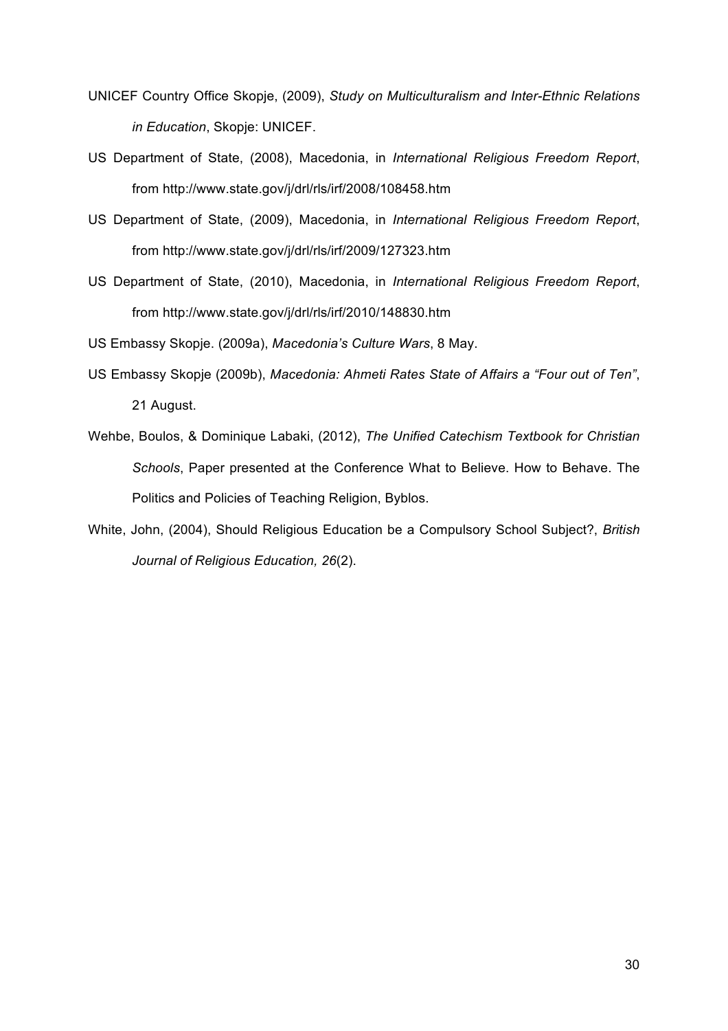UNICEF Country Office Skopje, (2009), *Study on Multiculturalism and Inter-Ethnic Relations in Education*, Skopje: UNICEF.

US Department of State, (2008), Macedonia, in *International Religious Freedom Report*, from http://www.state.gov/j/drl/rls/irf/2008/108458.htm

US Department of State, (2009), Macedonia, in *International Religious Freedom Report*, from http://www.state.gov/j/drl/rls/irf/2009/127323.htm

US Department of State, (2010), Macedonia, in *International Religious Freedom Report*, from http://www.state.gov/j/drl/rls/irf/2010/148830.htm

US Embassy Skopje. (2009a), *Macedonia's Culture Wars*, 8 May.

US Embassy Skopje (2009b), *Macedonia: Ahmeti Rates State of Affairs a "Four out of Ten"*, 21 August.

Wehbe, Boulos, & Dominique Labaki, (2012), *The Unified Catechism Textbook for Christian Schools*, Paper presented at the Conference What to Believe. How to Behave. The Politics and Policies of Teaching Religion, Byblos.

White, John, (2004), Should Religious Education be a Compulsory School Subject?, *British Journal of Religious Education, 26*(2).